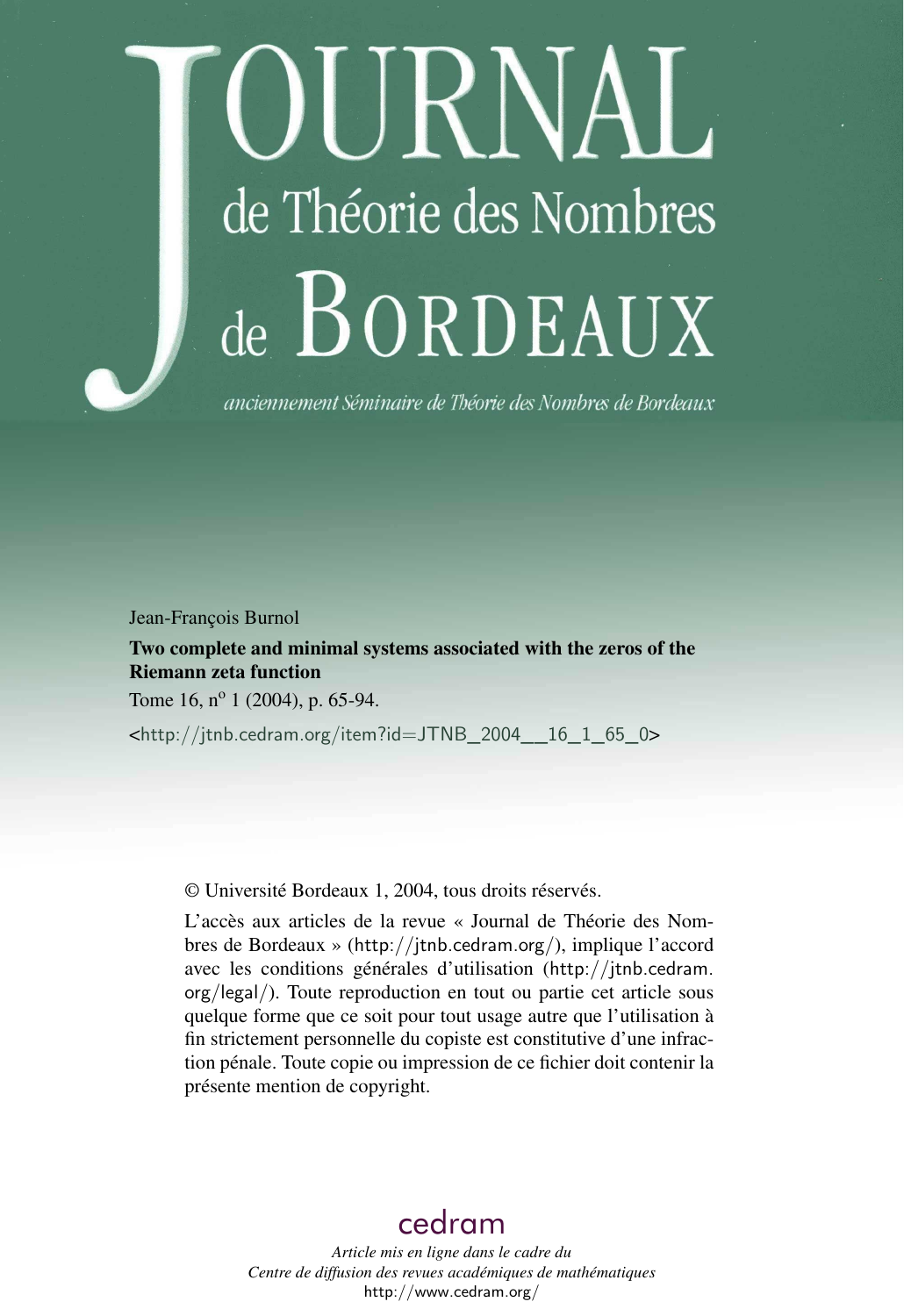# JOURNAL de Théorie des Nombres de BORDEAUX

*anciennement Séminaire de Théorie des Nombres de Bordeaux*

Jean-François Burnol

**Two complete and minimal systems associated with the zeros of the Riemann zeta function**

Tome 16, n[o] 1 (2004), p. 65-94.

<http://jtnb.cedram.org/item?id=JTNB_2004__16_1_65_0>

© Université Bordeaux 1, 2004, tous droits réservés.

L'accès aux articles de la revue « Journal de Théorie des Nombres de Bordeaux » (http://jtnb.cedram.org/), implique l'accord avec les conditions générales d'utilisation (http://jtnb.cedram.org/legal/). Toute reproduction en tout ou partie cet article sous quelque forme que ce soit pour tout usage autre que l'utilisation à fin strictement personnelle du copiste est constitutive d'une infraction pénale. Toute copie ou impression de ce fichier doit contenir la présente mention de copyright.

cedram

*Article mis en ligne dans le cadre du Centre de diffusion des revues académiques de mathématiques*
http://www.cedram.org/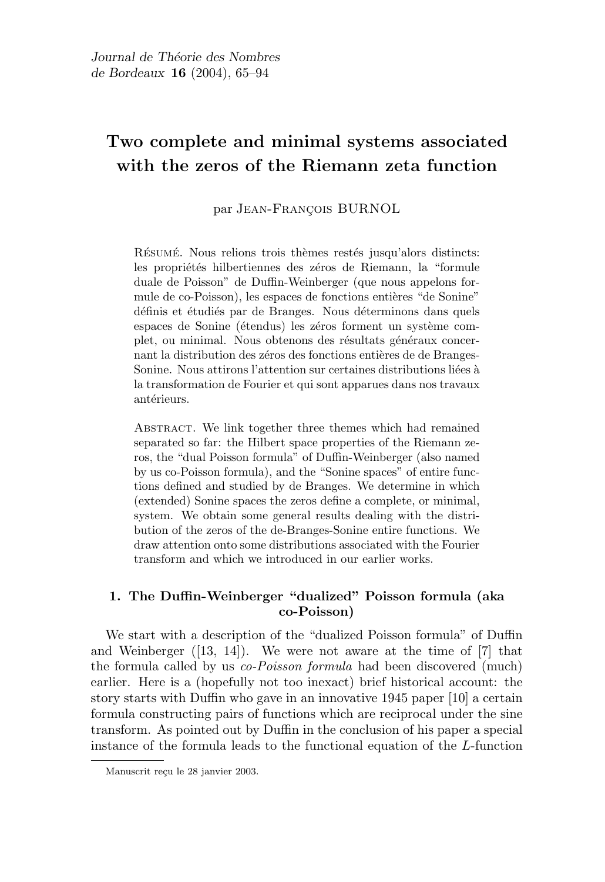# Two complete and minimal systems associated with the zeros of the Riemann zeta function

par Jean-François BURNOL

Résumé. Nous relions trois thèmes restés jusqu'alors distincts: les propriétés hilbertiennes des zéros de Riemann, la "formule duale de Poisson" de Duffin-Weinberger (que nous appelons formule de co-Poisson), les espaces de fonctions entières "de Sonine" définis et étudiés par de Branges. Nous déterminons dans quels espaces de Sonine (étendus) les zéros forment un système complet, ou minimal. Nous obtenons des résultats généraux concernant la distribution des zéros des fonctions entières de de Branges-Sonine. Nous attirons l'attention sur certaines distributions liées à la transformation de Fourier et qui sont apparues dans nos travaux antérieurs.

Abstract. We link together three themes which had remained separated so far: the Hilbert space properties of the Riemann zeros, the "dual Poisson formula" of Duffin-Weinberger (also named by us co-Poisson formula), and the "Sonine spaces" of entire functions defined and studied by de Branges. We determine in which (extended) Sonine spaces the zeros define a complete, or minimal, system. We obtain some general results dealing with the distribution of the zeros of the de-Branges-Sonine entire functions. We draw attention onto some distributions associated with the Fourier transform and which we introduced in our earlier works.

## 1. The Duffin-Weinberger "dualized" Poisson formula (aka co-Poisson)

We start with a description of the "dualized Poisson formula" of Duffin and Weinberger ([13, 14]). We were not aware at the time of [7] that the formula called by us *co-Poisson formula* had been discovered (much) earlier. Here is a (hopefully not too inexact) brief historical account: the story starts with Duffin who gave in an innovative 1945 paper [10] a certain formula constructing pairs of functions which are reciprocal under the sine transform. As pointed out by Duffin in the conclusion of his paper a special instance of the formula leads to the functional equation of the $L$-function

Manuscrit reçu le 28 janvier 2003.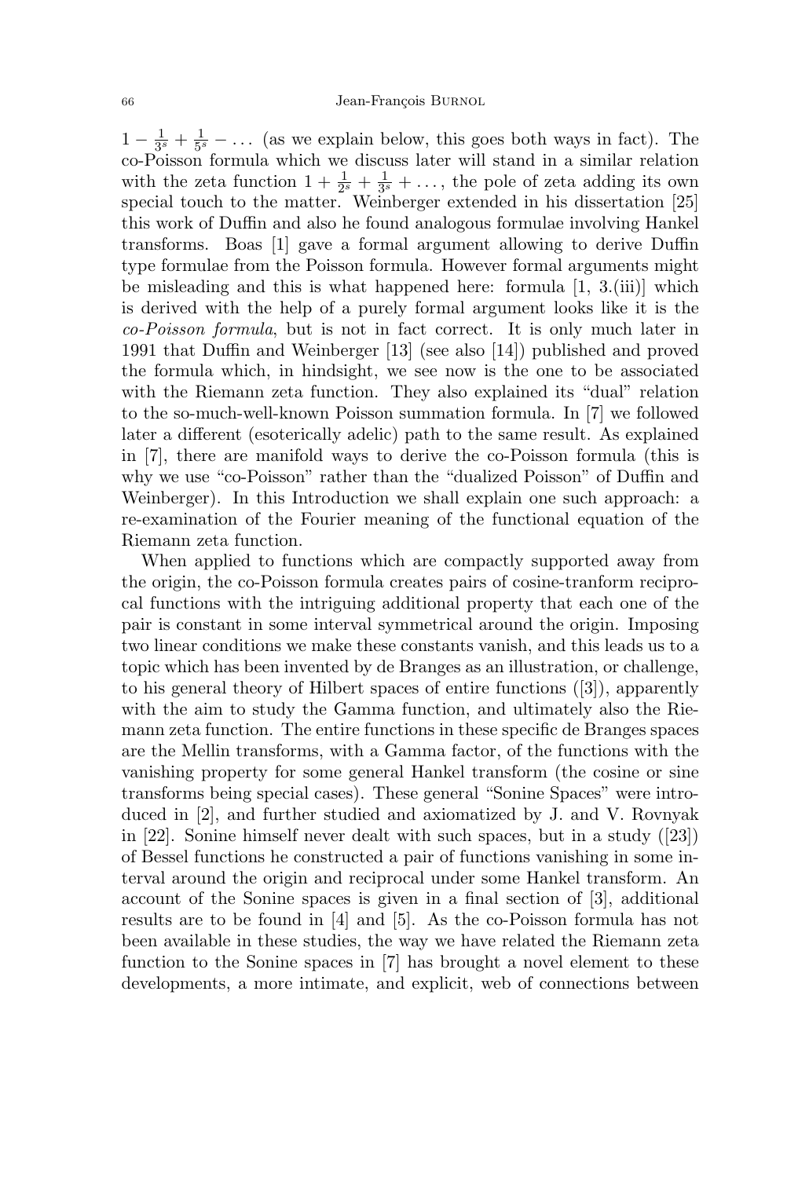$1 - \frac{1}{3^s} + \frac{1}{5^s} - \dots$ (as we explain below, this goes both ways in fact). The co-Poisson formula which we discuss later will stand in a similar relation with the zeta function $1 + \frac{1}{2^s} + \frac{1}{3^s} + \dots$, the pole of zeta adding its own special touch to the matter. Weinberger extended in his dissertation [25] this work of Duffin and also he found analogous formulae involving Hankel transforms. Boas [1] gave a formal argument allowing to derive Duffin type formulae from the Poisson formula. However formal arguments might be misleading and this is what happened here: formula [1, 3.(iii)] which is derived with the help of a purely formal argument looks like it is the *co-Poisson formula*, but is not in fact correct. It is only much later in 1991 that Duffin and Weinberger [13] (see also [14]) published and proved the formula which, in hindsight, we see now is the one to be associated with the Riemann zeta function. They also explained its "dual" relation to the so-much-well-known Poisson summation formula. In [7] we followed later a different (esoterically adelic) path to the same result. As explained in [7], there are manifold ways to derive the co-Poisson formula (this is why we use "co-Poisson" rather than the "dualized Poisson" of Duffin and Weinberger). In this Introduction we shall explain one such approach: a re-examination of the Fourier meaning of the functional equation of the Riemann zeta function.

When applied to functions which are compactly supported away from the origin, the co-Poisson formula creates pairs of cosine-tranform reciprocal functions with the intriguing additional property that each one of the pair is constant in some interval symmetrical around the origin. Imposing two linear conditions we make these constants vanish, and this leads us to a topic which has been invented by de Branges as an illustration, or challenge, to his general theory of Hilbert spaces of entire functions ([3]), apparently with the aim to study the Gamma function, and ultimately also the Riemann zeta function. The entire functions in these specific de Branges spaces are the Mellin transforms, with a Gamma factor, of the functions with the vanishing property for some general Hankel transform (the cosine or sine transforms being special cases). These general "Sonine Spaces" were introduced in [2], and further studied and axiomatized by J. and V. Rovnyak in [22]. Sonine himself never dealt with such spaces, but in a study ([23]) of Bessel functions he constructed a pair of functions vanishing in some interval around the origin and reciprocal under some Hankel transform. An account of the Sonine spaces is given in a final section of [3], additional results are to be found in [4] and [5]. As the co-Poisson formula has not been available in these studies, the way we have related the Riemann zeta function to the Sonine spaces in [7] has brought a novel element to these developments, a more intimate, and explicit, web of connections between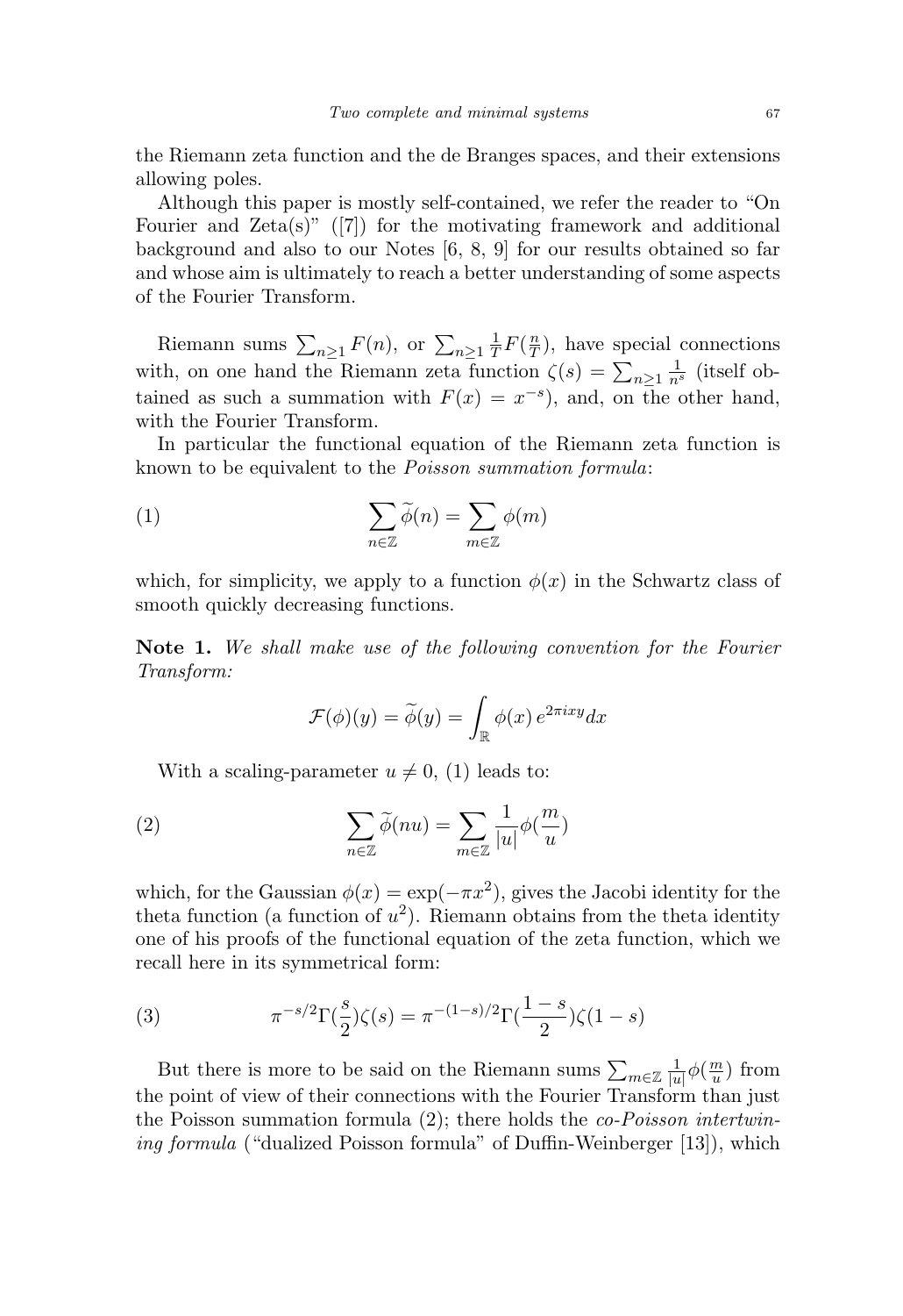the Riemann zeta function and the de Branges spaces, and their extensions allowing poles.

Although this paper is mostly self-contained, we refer the reader to "On Fourier and Zeta(s)" ([7]) for the motivating framework and additional background and also to our Notes [6, 8, 9] for our results obtained so far and whose aim is ultimately to reach a better understanding of some aspects of the Fourier Transform.

Riemann sums $\sum_{n\geq 1} F(n)$, or $\sum_{n\geq 1} \frac{1}{T}F(\frac{n}{T})$, have special connections with, on one hand the Riemann zeta function $\zeta(s) = \sum_{n\geq 1}\frac{1}{n^s}$ (itself obtained as such a summation with $F(x) = x^{-s}$), and, on the other hand, with the Fourier Transform.

In particular the functional equation of the Riemann zeta function is known to be equivalent to the *Poisson summation formula*:

$$\sum_{n\in\mathbb{Z}} \widetilde{\phi}(n) = \sum_{m\in\mathbb{Z}} \phi(m) \tag{1}$$

which, for simplicity, we apply to a function $\phi(x)$ in the Schwartz class of smooth quickly decreasing functions.

**Note 1.** *We shall make use of the following convention for the Fourier Transform:*

$$\mathcal{F}(\phi)(y) = \widetilde{\phi}(y) = \int_{\mathbb{R}} \phi(x)\, e^{2\pi i x y} dx$$

With a scaling-parameter $u \neq 0$, (1) leads to:

$$\sum_{n\in\mathbb{Z}} \widetilde{\phi}(nu) = \sum_{m\in\mathbb{Z}} \frac{1}{|u|}\phi(\frac{m}{u}) \tag{2}$$

which, for the Gaussian $\phi(x) = \exp(-\pi x^2)$, gives the Jacobi identity for the theta function (a function of $u^2$). Riemann obtains from the theta identity one of his proofs of the functional equation of the zeta function, which we recall here in its symmetrical form:

$$\pi^{-s/2}\Gamma(\frac{s}{2})\zeta(s) = \pi^{-(1-s)/2}\Gamma(\frac{1-s}{2})\zeta(1-s) \tag{3}$$

But there is more to be said on the Riemann sums $\sum_{m\in\mathbb{Z}} \frac{1}{|u|}\phi(\frac{m}{u})$ from the point of view of their connections with the Fourier Transform than just the Poisson summation formula (2); there holds the *co-Poisson intertwining formula* ("dualized Poisson formula" of Duffin-Weinberger [13]), which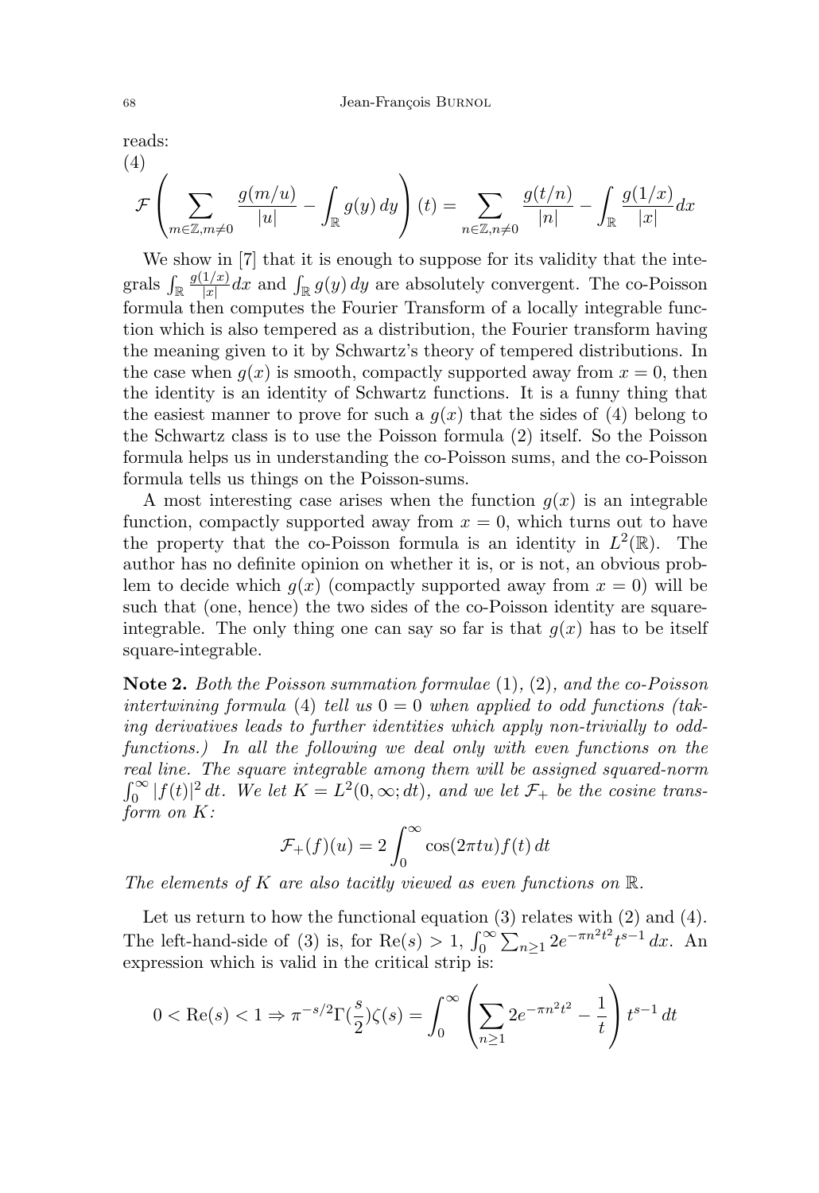reads:

(4)

$$\mathcal{F}\left(\sum_{m\in\mathbb{Z},m\neq 0}\frac{g(m/u)}{|u|}-\int_{\mathbb{R}}g(y)\,dy\right)(t)=\sum_{n\in\mathbb{Z},n\neq 0}\frac{g(t/n)}{|n|}-\int_{\mathbb{R}}\frac{g(1/x)}{|x|}dx$$

We show in [7] that it is enough to suppose for its validity that the integrals $\int_{\mathbb{R}}\frac{g(1/x)}{|x|}dx$ and $\int_{\mathbb{R}}g(y)\,dy$ are absolutely convergent. The co-Poisson formula then computes the Fourier Transform of a locally integrable function which is also tempered as a distribution, the Fourier transform having the meaning given to it by Schwartz's theory of tempered distributions. In the case when $g(x)$ is smooth, compactly supported away from $x=0$, then the identity is an identity of Schwartz functions. It is a funny thing that the easiest manner to prove for such a $g(x)$ that the sides of (4) belong to the Schwartz class is to use the Poisson formula (2) itself. So the Poisson formula helps us in understanding the co-Poisson sums, and the co-Poisson formula tells us things on the Poisson-sums.

A most interesting case arises when the function $g(x)$ is an integrable function, compactly supported away from $x=0$, which turns out to have the property that the co-Poisson formula is an identity in $L^2(\mathbb{R})$. The author has no definite opinion on whether it is, or is not, an obvious problem to decide which $g(x)$ (compactly supported away from $x=0$) will be such that (one, hence) the two sides of the co-Poisson identity are square-integrable. The only thing one can say so far is that $g(x)$ has to be itself square-integrable.

**Note 2.** *Both the Poisson summation formulae* (1), (2)*, and the co-Poisson intertwining formula* (4) *tell us* $0=0$ *when applied to odd functions (taking derivatives leads to further identities which apply non-trivially to odd-functions.) In all the following we deal only with even functions on the real line. The square integrable among them will be assigned squared-norm* $\int_0^\infty|f(t)|^2\,dt$*. We let* $K=L^2(0,\infty;dt)$*, and we let* $\mathcal{F}_+$ *be the cosine transform on* $K$*:*

$$\mathcal{F}_+(f)(u)=2\int_0^\infty\cos(2\pi tu)f(t)\,dt$$

*The elements of* $K$ *are also tacitly viewed as even functions on* $\mathbb{R}$*.*

Let us return to how the functional equation (3) relates with (2) and (4). The left-hand-side of (3) is, for $\mathrm{Re}(s)>1$, $\int_0^\infty\sum_{n\geq 1}2e^{-\pi n^2t^2}t^{s-1}\,dx$. An expression which is valid in the critical strip is:

$$0<\mathrm{Re}(s)<1\Rightarrow\pi^{-s/2}\Gamma(\frac{s}{2})\zeta(s)=\int_0^\infty\left(\sum_{n\geq 1}2e^{-\pi n^2t^2}-\frac{1}{t}\right)t^{s-1}\,dt$$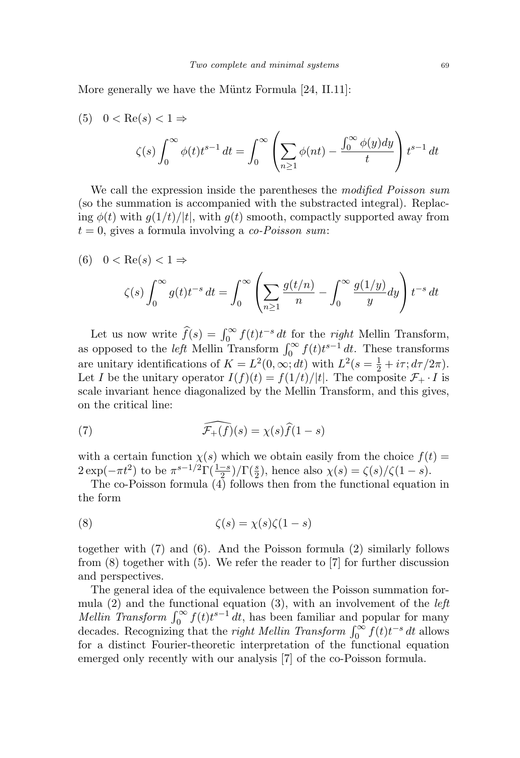More generally we have the Müntz Formula [24, II.11]:

$$(5)\quad 0 < \mathrm{Re}(s) < 1 \Rightarrow$$

$$\zeta(s) \int_0^\infty \phi(t) t^{s-1}\, dt = \int_0^\infty \left( \sum_{n\geq 1} \phi(nt) - \frac{\int_0^\infty \phi(y) dy}{t} \right) t^{s-1}\, dt$$

We call the expression inside the parentheses the *modified Poisson sum* (so the summation is accompanied with the substracted integral). Replacing $\phi(t)$ with $g(1/t)/|t|$, with $g(t)$ smooth, compactly supported away from $t = 0$, gives a formula involving a *co-Poisson sum*:

$$(6)\quad 0 < \mathrm{Re}(s) < 1 \Rightarrow$$

$$\zeta(s) \int_0^\infty g(t) t^{-s}\, dt = \int_0^\infty \left( \sum_{n\geq 1} \frac{g(t/n)}{n} - \int_0^\infty \frac{g(1/y)}{y} dy \right) t^{-s}\, dt$$

Let us now write $\widehat{f}(s) = \int_0^\infty f(t) t^{-s}\, dt$ for the *right* Mellin Transform, as opposed to the *left* Mellin Transform $\int_0^\infty f(t) t^{s-1}\, dt$. These transforms are unitary identifications of $K = L^2(0, \infty; dt)$ with $L^2(s = \frac{1}{2} + i\tau; d\tau/2\pi)$. Let $I$ be the unitary operator $I(f)(t) = f(1/t)/|t|$. The composite $\mathcal{F}_+ \cdot I$ is scale invariant hence diagonalized by the Mellin Transform, and this gives, on the critical line:

$$\widehat{\mathcal{F}_+(f)}(s) = \chi(s) \widehat{f}(1 - s) \tag{7}$$

with a certain function $\chi(s)$ which we obtain easily from the choice $f(t) = 2\exp(-\pi t^2)$ to be $\pi^{s-1/2}\Gamma(\frac{1-s}{2})/\Gamma(\frac{s}{2})$, hence also $\chi(s) = \zeta(s)/\zeta(1-s)$.

The co-Poisson formula (4) follows then from the functional equation in the form

$$\zeta(s) = \chi(s)\zeta(1 - s) \tag{8}$$

together with (7) and (6). And the Poisson formula (2) similarly follows from (8) together with (5). We refer the reader to [7] for further discussion and perspectives.

The general idea of the equivalence between the Poisson summation formula (2) and the functional equation (3), with an involvement of the *left Mellin Transform* $\int_0^\infty f(t) t^{s-1}\, dt$, has been familiar and popular for many decades. Recognizing that the *right Mellin Transform* $\int_0^\infty f(t) t^{-s}\, dt$ allows for a distinct Fourier-theoretic interpretation of the functional equation emerged only recently with our analysis [7] of the co-Poisson formula.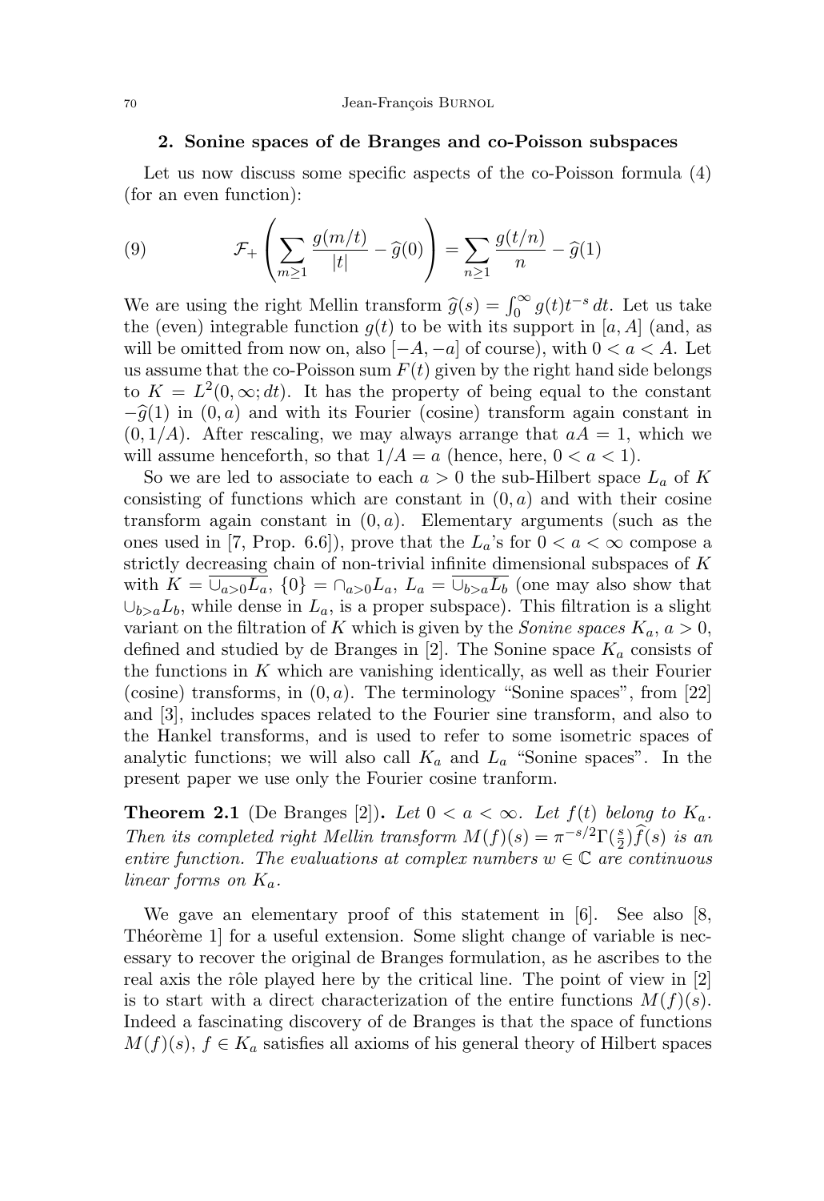## 2. Sonine spaces of de Branges and co-Poisson subspaces

Let us now discuss some specific aspects of the co-Poisson formula (4) (for an even function):

$$\mathcal{F}_+\left(\sum_{m\geq 1}\frac{g(m/t)}{|t|}-\widehat{g}(0)\right)=\sum_{n\geq 1}\frac{g(t/n)}{n}-\widehat{g}(1) \tag{9}$$

We are using the right Mellin transform $\widehat{g}(s)=\int_0^\infty g(t)t^{-s}\,dt$. Let us take the (even) integrable function $g(t)$ to be with its support in $[a,A]$ (and, as will be omitted from now on, also $[-A,-a]$ of course), with $0<a<A$. Let us assume that the co-Poisson sum $F(t)$ given by the right hand side belongs to $K=L^2(0,\infty;dt)$. It has the property of being equal to the constant $-\widehat{g}(1)$ in $(0,a)$ and with its Fourier (cosine) transform again constant in $(0,1/A)$. After rescaling, we may always arrange that $aA=1$, which we will assume henceforth, so that $1/A=a$ (hence, here, $0<a<1$).

So we are led to associate to each $a>0$ the sub-Hilbert space $L_a$ of $K$ consisting of functions which are constant in $(0,a)$ and with their cosine transform again constant in $(0,a)$. Elementary arguments (such as the ones used in [7, Prop. 6.6]), prove that the $L_a$'s for $0<a<\infty$ compose a strictly decreasing chain of non-trivial infinite dimensional subspaces of $K$ with $K=\overline{\cup_{a>0}L_a}$, $\{0\}=\cap_{a>0}L_a$, $L_a=\overline{\cup_{b>a}L_b}$ (one may also show that $\cup_{b>a}L_b$, while dense in $L_a$, is a proper subspace). This filtration is a slight variant on the filtration of $K$ which is given by the *Sonine spaces* $K_a$, $a>0$, defined and studied by de Branges in [2]. The Sonine space $K_a$ consists of the functions in $K$ which are vanishing identically, as well as their Fourier (cosine) transforms, in $(0,a)$. The terminology "Sonine spaces", from [22] and [3], includes spaces related to the Fourier sine transform, and also to the Hankel transforms, and is used to refer to some isometric spaces of analytic functions; we will also call $K_a$ and $L_a$ "Sonine spaces". In the present paper we use only the Fourier cosine tranform.

**Theorem 2.1** (De Branges [2])**.** *Let $0<a<\infty$. Let $f(t)$ belong to $K_a$. Then its completed right Mellin transform $M(f)(s)=\pi^{-s/2}\Gamma(\frac{s}{2})\widehat{f}(s)$ is an entire function. The evaluations at complex numbers $w\in\mathbb{C}$ are continuous linear forms on $K_a$.*

We gave an elementary proof of this statement in [6]. See also [8, Théorème 1] for a useful extension. Some slight change of variable is necessary to recover the original de Branges formulation, as he ascribes to the real axis the rôle played here by the critical line. The point of view in [2] is to start with a direct characterization of the entire functions $M(f)(s)$. Indeed a fascinating discovery of de Branges is that the space of functions $M(f)(s)$, $f\in K_a$ satisfies all axioms of his general theory of Hilbert spaces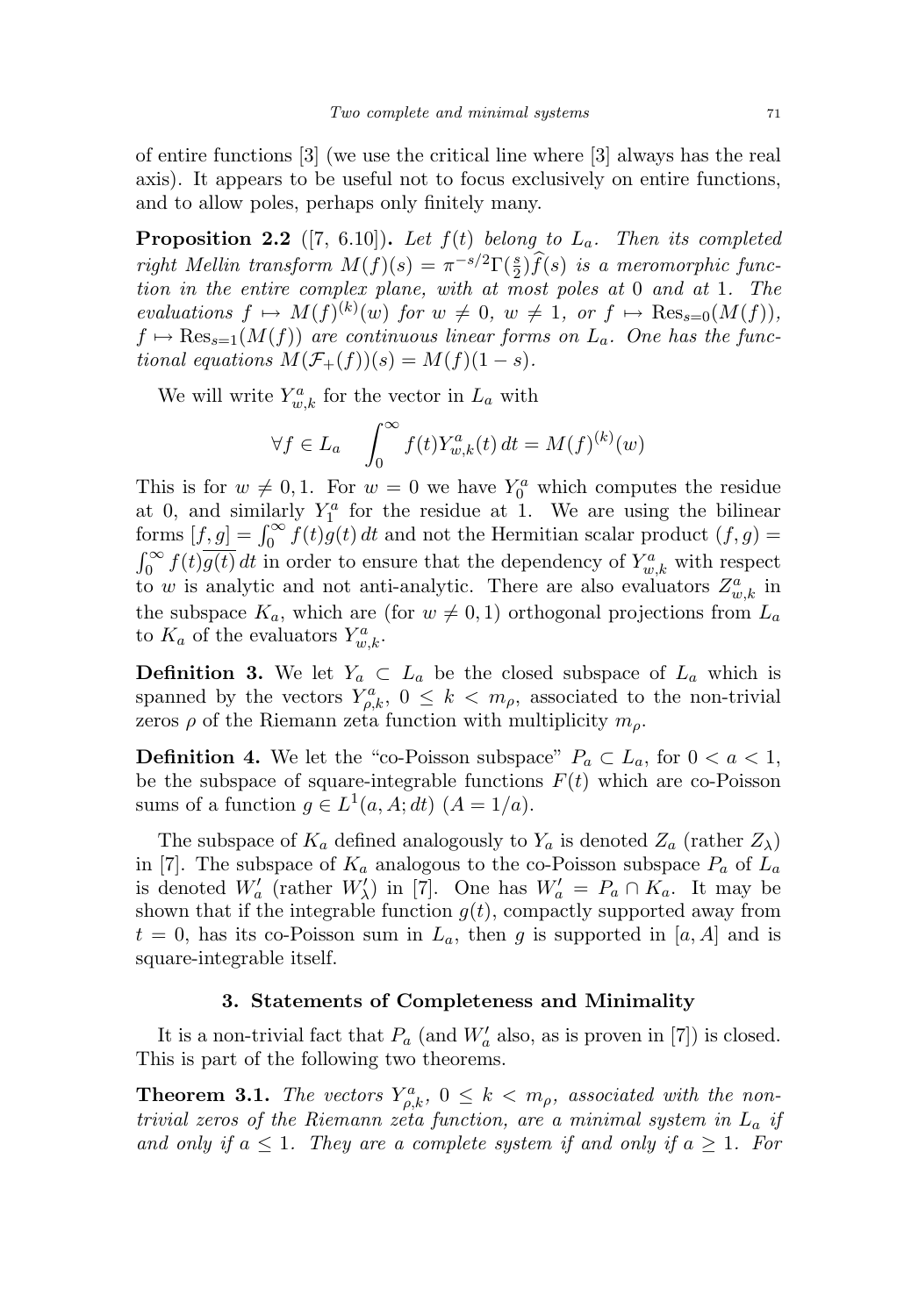of entire functions [3] (we use the critical line where [3] always has the real axis). It appears to be useful not to focus exclusively on entire functions, and to allow poles, perhaps only finitely many.

**Proposition 2.2** ([7, 6.10])**.** *Let $f(t)$ belong to $L_a$. Then its completed right Mellin transform $M(f)(s) = \pi^{-s/2}\Gamma(\frac{s}{2})\widehat{f}(s)$ is a meromorphic function in the entire complex plane, with at most poles at 0 and at 1. The evaluations $f \mapsto M(f)^{(k)}(w)$ for $w \neq 0$, $w \neq 1$, or $f \mapsto \mathrm{Res}_{s=0}(M(f))$, $f \mapsto \mathrm{Res}_{s=1}(M(f))$ are continuous linear forms on $L_a$. One has the functional equations $M(\mathcal{F}_+(f))(s) = M(f)(1-s)$.*

We will write $Y^a_{w,k}$ for the vector in $L_a$ with

$$\forall f \in L_a \quad \int_0^\infty f(t) Y^a_{w,k}(t)\, dt = M(f)^{(k)}(w)$$

This is for $w \neq 0, 1$. For $w = 0$ we have $Y^a_0$ which computes the residue at 0, and similarly $Y^a_1$ for the residue at 1. We are using the bilinear forms $[f,g] = \int_0^\infty f(t)g(t)\,dt$ and not the Hermitian scalar product $(f,g) = \int_0^\infty f(t)\overline{g(t)}\,dt$ in order to ensure that the dependency of $Y^a_{w,k}$ with respect to $w$ is analytic and not anti-analytic. There are also evaluators $Z^a_{w,k}$ in the subspace $K_a$, which are (for $w \neq 0,1$) orthogonal projections from $L_a$ to $K_a$ of the evaluators $Y^a_{w,k}$.

**Definition 3.** We let $Y_a \subset L_a$ be the closed subspace of $L_a$ which is spanned by the vectors $Y^a_{\rho,k}$, $0 \leq k < m_\rho$, associated to the non-trivial zeros $\rho$ of the Riemann zeta function with multiplicity $m_\rho$.

**Definition 4.** We let the "co-Poisson subspace" $P_a \subset L_a$, for $0 < a < 1$, be the subspace of square-integrable functions $F(t)$ which are co-Poisson sums of a function $g \in L^1(a, A; dt)$ $(A = 1/a)$.

The subspace of $K_a$ defined analogously to $Y_a$ is denoted $Z_a$ (rather $Z_\lambda$) in [7]. The subspace of $K_a$ analogous to the co-Poisson subspace $P_a$ of $L_a$ is denoted $W'_a$ (rather $W'_\lambda$) in [7]. One has $W'_a = P_a \cap K_a$. It may be shown that if the integrable function $g(t)$, compactly supported away from $t = 0$, has its co-Poisson sum in $L_a$, then $g$ is supported in $[a, A]$ and is square-integrable itself.

## 3. Statements of Completeness and Minimality

It is a non-trivial fact that $P_a$ (and $W'_a$ also, as is proven in [7]) is closed. This is part of the following two theorems.

**Theorem 3.1.** *The vectors $Y^a_{\rho,k}$, $0 \leq k < m_\rho$, associated with the non-trivial zeros of the Riemann zeta function, are a minimal system in $L_a$ if and only if $a \leq 1$. They are a complete system if and only if $a \geq 1$. For*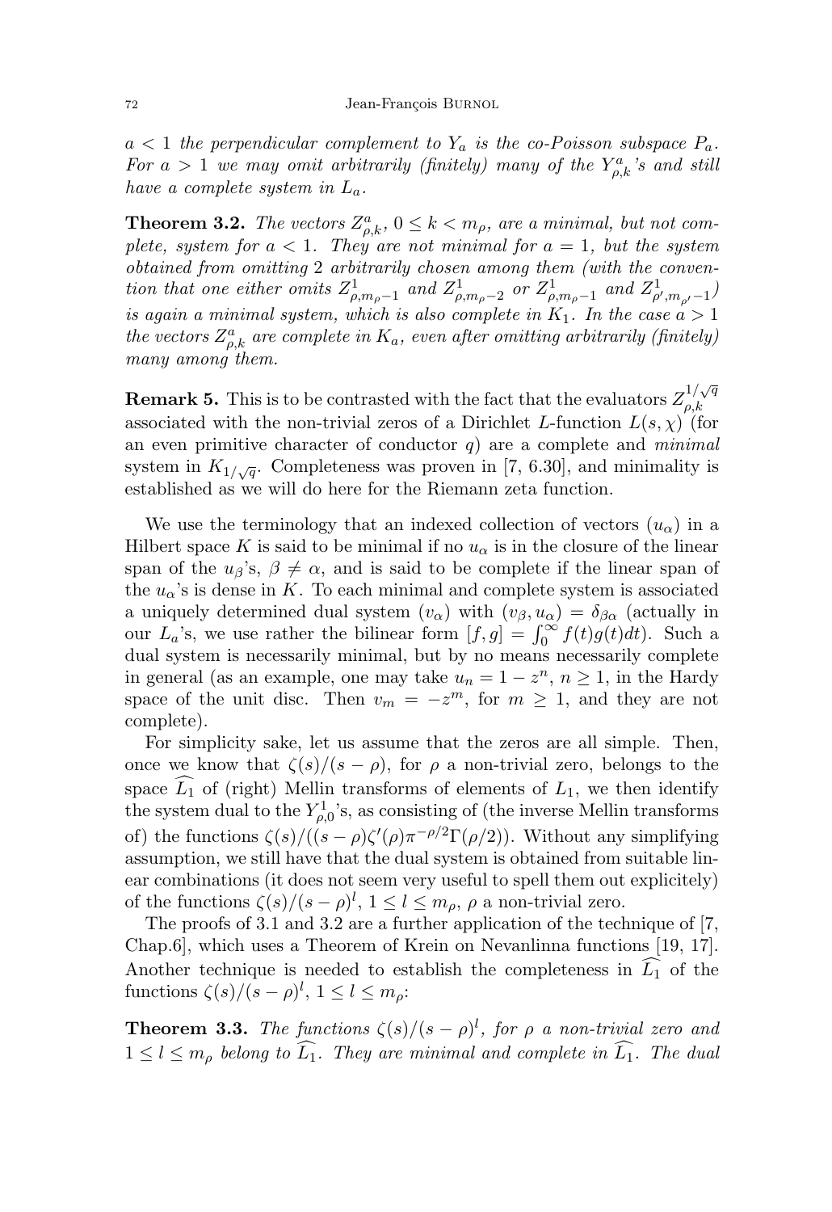*$a < 1$ the perpendicular complement to $Y_a$ is the co-Poisson subspace $P_a$. For $a > 1$ we may omit arbitrarily (finitely) many of the $Y^a_{\rho,k}$'s and still have a complete system in $L_a$.*

**Theorem 3.2.** *The vectors $Z^a_{\rho,k}$, $0 \leq k < m_\rho$, are a minimal, but not complete, system for $a < 1$. They are not minimal for $a = 1$, but the system obtained from omitting 2 arbitrarily chosen among them (with the convention that one either omits $Z^1_{\rho,m_\rho-1}$ and $Z^1_{\rho,m_\rho-2}$ or $Z^1_{\rho,m_\rho-1}$ and $Z^1_{\rho',m_{\rho'}-1}$) is again a minimal system, which is also complete in $K_1$. In the case $a > 1$ the vectors $Z^a_{\rho,k}$ are complete in $K_a$, even after omitting arbitrarily (finitely) many among them.*

**Remark 5.** This is to be contrasted with the fact that the evaluators $Z^{1/\sqrt{q}}_{\rho,k}$ associated with the non-trivial zeros of a Dirichlet $L$-function $L(s,\chi)$ (for an even primitive character of conductor $q$) are a complete and *minimal* system in $K_{1/\sqrt{q}}$. Completeness was proven in [7, 6.30], and minimality is established as we will do here for the Riemann zeta function.

We use the terminology that an indexed collection of vectors $(u_\alpha)$ in a Hilbert space $K$ is said to be minimal if no $u_\alpha$ is in the closure of the linear span of the $u_\beta$'s, $\beta \neq \alpha$, and is said to be complete if the linear span of the $u_\alpha$'s is dense in $K$. To each minimal and complete system is associated a uniquely determined dual system $(v_\alpha)$ with $(v_\beta, u_\alpha) = \delta_{\beta\alpha}$ (actually in our $L_a$'s, we use rather the bilinear form $[f,g] = \int_0^\infty f(t)g(t)dt$). Such a dual system is necessarily minimal, but by no means necessarily complete in general (as an example, one may take $u_n = 1 - z^n$, $n \geq 1$, in the Hardy space of the unit disc. Then $v_m = -z^m$, for $m \geq 1$, and they are not complete).

For simplicity sake, let us assume that the zeros are all simple. Then, once we know that $\zeta(s)/(s-\rho)$, for $\rho$ a non-trivial zero, belongs to the space $\widehat{L_1}$ of (right) Mellin transforms of elements of $L_1$, we then identify the system dual to the $Y^1_{\rho,0}$'s, as consisting of (the inverse Mellin transforms of) the functions $\zeta(s)/((s-\rho)\zeta'(\rho)\pi^{-\rho/2}\Gamma(\rho/2))$. Without any simplifying assumption, we still have that the dual system is obtained from suitable linear combinations (it does not seem very useful to spell them out explicitely) of the functions $\zeta(s)/(s-\rho)^l$, $1 \leq l \leq m_\rho$, $\rho$ a non-trivial zero.

The proofs of 3.1 and 3.2 are a further application of the technique of [7, Chap.6], which uses a Theorem of Krein on Nevanlinna functions [19, 17]. Another technique is needed to establish the completeness in $\widehat{L_1}$ of the functions $\zeta(s)/(s-\rho)^l$, $1 \leq l \leq m_\rho$:

**Theorem 3.3.** *The functions $\zeta(s)/(s-\rho)^l$, for $\rho$ a non-trivial zero and $1 \leq l \leq m_\rho$ belong to $\widehat{L_1}$. They are minimal and complete in $\widehat{L_1}$. The dual*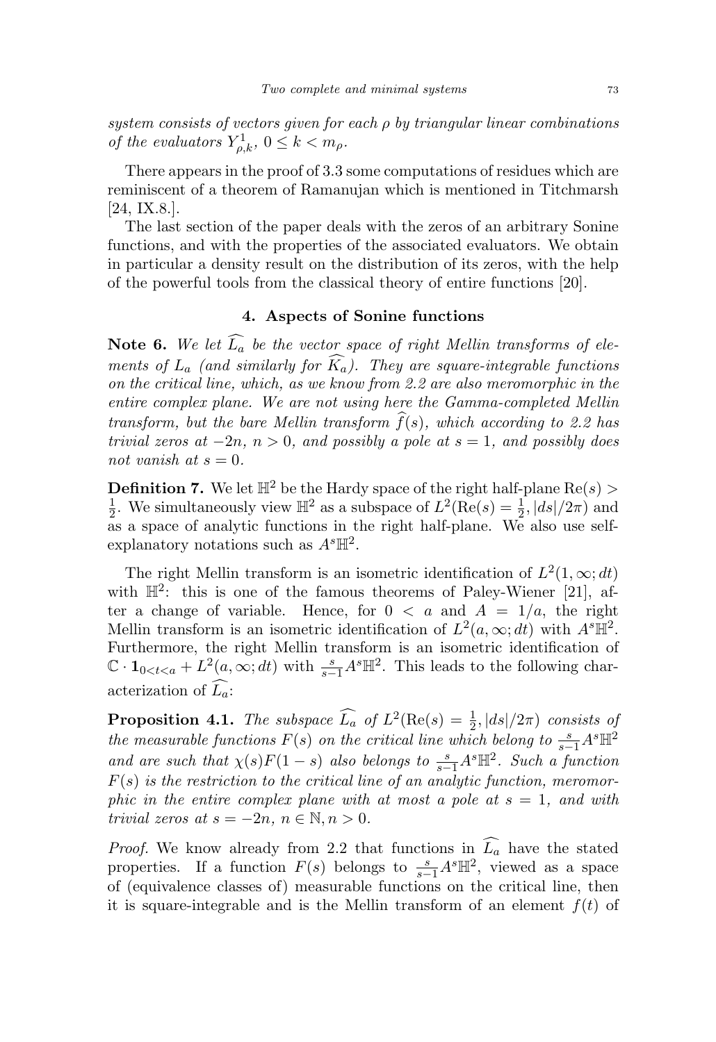*system consists of vectors given for each $\rho$ by triangular linear combinations of the evaluators $Y^1_{\rho,k}$, $0 \le k < m_\rho$.*

There appears in the proof of 3.3 some computations of residues which are reminiscent of a theorem of Ramanujan which is mentioned in Titchmarsh [24, IX.8.].

The last section of the paper deals with the zeros of an arbitrary Sonine functions, and with the properties of the associated evaluators. We obtain in particular a density result on the distribution of its zeros, with the help of the powerful tools from the classical theory of entire functions [20].

## 4. Aspects of Sonine functions

**Note 6.** *We let $\widehat{L_a}$ be the vector space of right Mellin transforms of elements of $L_a$ (and similarly for $\widehat{K_a}$). They are square-integrable functions on the critical line, which, as we know from 2.2 are also meromorphic in the entire complex plane. We are not using here the Gamma-completed Mellin transform, but the bare Mellin transform $\widehat{f}(s)$, which according to 2.2 has trivial zeros at $-2n$, $n > 0$, and possibly a pole at $s = 1$, and possibly does not vanish at $s = 0$.*

**Definition 7.** We let $\mathbb{H}^2$ be the Hardy space of the right half-plane $\mathrm{Re}(s) > \frac{1}{2}$. We simultaneously view $\mathbb{H}^2$ as a subspace of $L^2(\mathrm{Re}(s) = \frac{1}{2}, |ds|/2\pi)$ and as a space of analytic functions in the right half-plane. We also use self-explanatory notations such as $A^s\mathbb{H}^2$.

The right Mellin transform is an isometric identification of $L^2(1, \infty; dt)$ with $\mathbb{H}^2$: this is one of the famous theorems of Paley-Wiener [21], after a change of variable. Hence, for $0 < a$ and $A = 1/a$, the right Mellin transform is an isometric identification of $L^2(a, \infty; dt)$ with $A^s\mathbb{H}^2$. Furthermore, the right Mellin transform is an isometric identification of $\mathbb{C} \cdot \mathbf{1}_{0<t<a} + L^2(a, \infty; dt)$ with $\frac{s}{s-1}A^s\mathbb{H}^2$. This leads to the following characterization of $\widehat{L_a}$:

**Proposition 4.1.** *The subspace $\widehat{L_a}$ of $L^2(\mathrm{Re}(s) = \frac{1}{2}, |ds|/2\pi)$ consists of the measurable functions $F(s)$ on the critical line which belong to $\frac{s}{s-1}A^s\mathbb{H}^2$ and are such that $\chi(s)F(1-s)$ also belongs to $\frac{s}{s-1}A^s\mathbb{H}^2$. Such a function $F(s)$ is the restriction to the critical line of an analytic function, meromorphic in the entire complex plane with at most a pole at $s = 1$, and with trivial zeros at $s = -2n$, $n \in \mathbb{N}, n > 0$.*

*Proof.* We know already from 2.2 that functions in $\widehat{L_a}$ have the stated properties. If a function $F(s)$ belongs to $\frac{s}{s-1}A^s\mathbb{H}^2$, viewed as a space of (equivalence classes of) measurable functions on the critical line, then it is square-integrable and is the Mellin transform of an element $f(t)$ of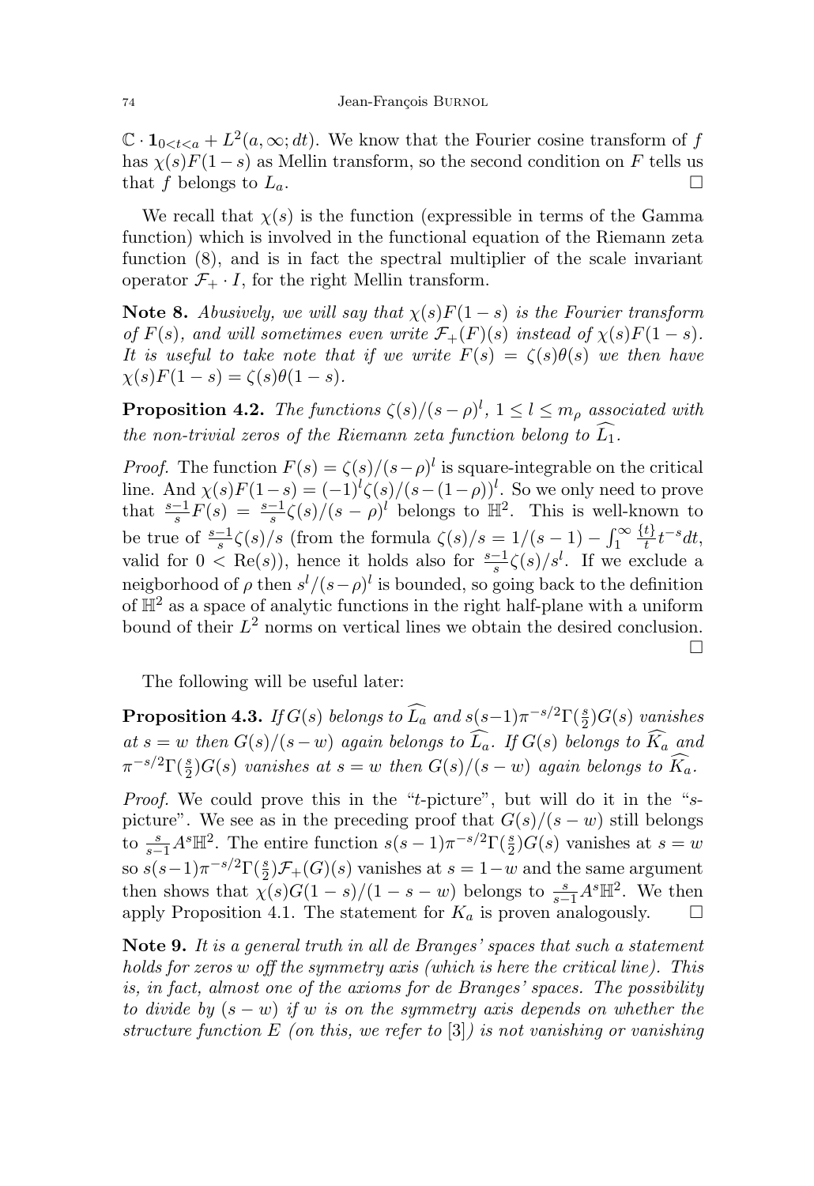$\mathbb{C} \cdot \mathbf{1}_{0<t<a} + L^2(a,\infty;dt)$. We know that the Fourier cosine transform of $f$ has $\chi(s)F(1-s)$ as Mellin transform, so the second condition on $F$ tells us that $f$ belongs to $L_a$. $\square$

We recall that $\chi(s)$ is the function (expressible in terms of the Gamma function) which is involved in the functional equation of the Riemann zeta function (8), and is in fact the spectral multiplier of the scale invariant operator $\mathcal{F}_+ \cdot I$, for the right Mellin transform.

**Note 8.** *Abusively, we will say that $\chi(s)F(1-s)$ is the Fourier transform of $F(s)$, and will sometimes even write $\mathcal{F}_+(F)(s)$ instead of $\chi(s)F(1-s)$. It is useful to take note that if we write $F(s) = \zeta(s)\theta(s)$ we then have $\chi(s)F(1-s) = \zeta(s)\theta(1-s)$.*

**Proposition 4.2.** *The functions $\zeta(s)/(s-\rho)^l$, $1 \le l \le m_\rho$ associated with the non-trivial zeros of the Riemann zeta function belong to $\widehat{L_1}$.*

*Proof.* The function $F(s) = \zeta(s)/(s-\rho)^l$ is square-integrable on the critical line. And $\chi(s)F(1-s) = (-1)^l\zeta(s)/(s-(1-\rho))^l$. So we only need to prove that $\frac{s-1}{s}F(s) = \frac{s-1}{s}\zeta(s)/(s-\rho)^l$ belongs to $\mathbb{H}^2$. This is well-known to be true of $\frac{s-1}{s}\zeta(s)/s$ (from the formula $\zeta(s)/s = 1/(s-1) - \int_1^\infty \frac{\{t\}}{t}t^{-s}dt$, valid for $0 < \mathrm{Re}(s)$), hence it holds also for $\frac{s-1}{s}\zeta(s)/s^l$. If we exclude a neigborhood of $\rho$ then $s^l/(s-\rho)^l$ is bounded, so going back to the definition of $\mathbb{H}^2$ as a space of analytic functions in the right half-plane with a uniform bound of their $L^2$ norms on vertical lines we obtain the desired conclusion. $\square$

The following will be useful later:

**Proposition 4.3.** *If $G(s)$ belongs to $\widehat{L_a}$ and $s(s-1)\pi^{-s/2}\Gamma(\frac{s}{2})G(s)$ vanishes at $s = w$ then $G(s)/(s-w)$ again belongs to $\widehat{L_a}$. If $G(s)$ belongs to $\widehat{K_a}$ and $\pi^{-s/2}\Gamma(\frac{s}{2})G(s)$ vanishes at $s = w$ then $G(s)/(s-w)$ again belongs to $\widehat{K_a}$.*

*Proof.* We could prove this in the "$t$-picture", but will do it in the "$s$-picture". We see as in the preceding proof that $G(s)/(s-w)$ still belongs to $\frac{s}{s-1}A^s\mathbb{H}^2$. The entire function $s(s-1)\pi^{-s/2}\Gamma(\frac{s}{2})G(s)$ vanishes at $s = w$ so $s(s-1)\pi^{-s/2}\Gamma(\frac{s}{2})\mathcal{F}_+(G)(s)$ vanishes at $s = 1-w$ and the same argument then shows that $\chi(s)G(1-s)/(1-s-w)$ belongs to $\frac{s}{s-1}A^s\mathbb{H}^2$. We then apply Proposition 4.1. The statement for $K_a$ is proven analogously. $\square$

**Note 9.** *It is a general truth in all de Branges' spaces that such a statement holds for zeros $w$ off the symmetry axis (which is here the critical line). This is, in fact, almost one of the axioms for de Branges' spaces. The possibility to divide by $(s-w)$ if $w$ is on the symmetry axis depends on whether the structure function $E$ (on this, we refer to [3]) is not vanishing or vanishing*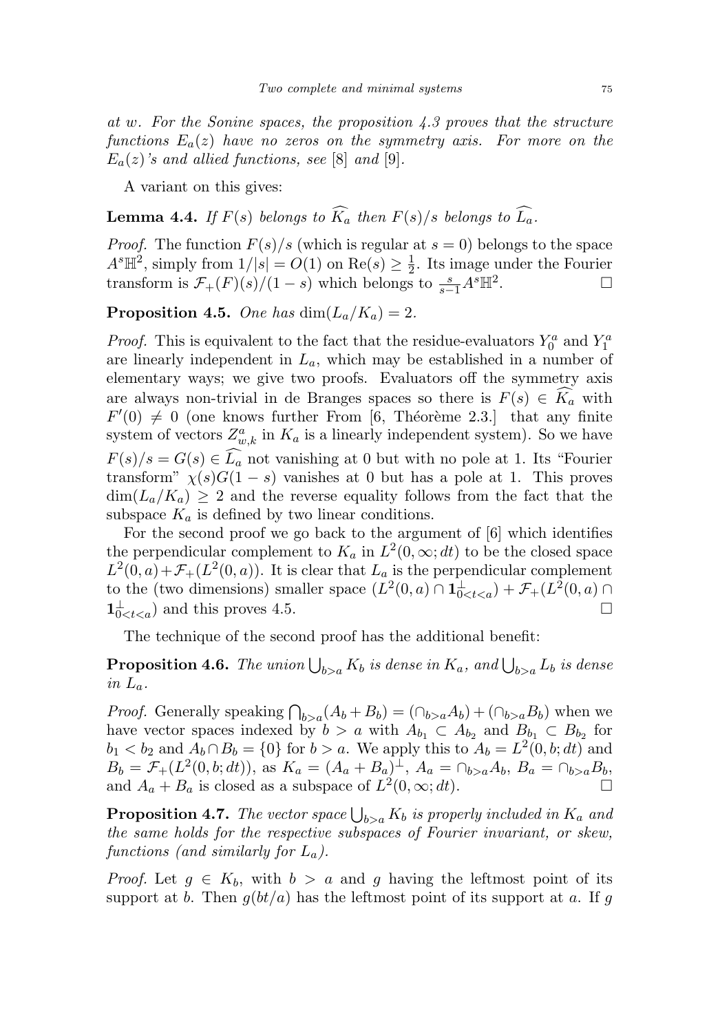*at $w$. For the Sonine spaces, the proposition 4.3 proves that the structure functions $E_a(z)$ have no zeros on the symmetry axis. For more on the $E_a(z)$'s and allied functions, see* [8] *and* [9].

A variant on this gives:

**Lemma 4.4.** *If $F(s)$ belongs to $\widehat{K_a}$ then $F(s)/s$ belongs to $\widehat{L_a}$.*

*Proof.* The function $F(s)/s$ (which is regular at $s = 0$) belongs to the space $A^s\mathbb{H}^2$, simply from $1/|s| = O(1)$ on $\mathrm{Re}(s) \geq \frac{1}{2}$. Its image under the Fourier transform is $\mathcal{F}_+(F)(s)/(1-s)$ which belongs to $\frac{s}{s-1}A^s\mathbb{H}^2$. □

**Proposition 4.5.** *One has $\dim(L_a/K_a) = 2$.*

*Proof.* This is equivalent to the fact that the residue-evaluators $Y_0^a$ and $Y_1^a$ are linearly independent in $L_a$, which may be established in a number of elementary ways; we give two proofs. Evaluators off the symmetry axis are always non-trivial in de Branges spaces so there is $F(s) \in \widehat{K_a}$ with $F'(0) \neq 0$ (one knows further From [6, Théorème 2.3.] that any finite system of vectors $Z_{w,k}^a$ in $K_a$ is a linearly independent system). So we have $F(s)/s = G(s) \in \widehat{L_a}$ not vanishing at 0 but with no pole at 1. Its "Fourier transform" $\chi(s)G(1-s)$ vanishes at 0 but has a pole at 1. This proves $\dim(L_a/K_a) \geq 2$ and the reverse equality follows from the fact that the subspace $K_a$ is defined by two linear conditions.

For the second proof we go back to the argument of [6] which identifies the perpendicular complement to $K_a$ in $L^2(0,\infty;dt)$ to be the closed space $L^2(0,a) + \mathcal{F}_+(L^2(0,a))$. It is clear that $L_a$ is the perpendicular complement to the (two dimensions) smaller space $(L^2(0,a) \cap \mathbf{1}_{0<t<a}^{\perp}) + \mathcal{F}_+(L^2(0,a) \cap \mathbf{1}_{0<t<a}^{\perp})$ and this proves 4.5. □

The technique of the second proof has the additional benefit:

**Proposition 4.6.** *The union $\bigcup_{b>a} K_b$ is dense in $K_a$, and $\bigcup_{b>a} L_b$ is dense in $L_a$.*

*Proof.* Generally speaking $\bigcap_{b>a}(A_b + B_b) = (\cap_{b>a}A_b) + (\cap_{b>a}B_b)$ when we have vector spaces indexed by $b > a$ with $A_{b_1} \subset A_{b_2}$ and $B_{b_1} \subset B_{b_2}$ for $b_1 < b_2$ and $A_b \cap B_b = \{0\}$ for $b > a$. We apply this to $A_b = L^2(0,b;dt)$ and $B_b = \mathcal{F}_+(L^2(0,b;dt))$, as $K_a = (A_a + B_a)^{\perp}$, $A_a = \cap_{b>a}A_b$, $B_a = \cap_{b>a}B_b$, and $A_a + B_a$ is closed as a subspace of $L^2(0,\infty;dt)$. □

**Proposition 4.7.** *The vector space $\bigcup_{b>a} K_b$ is properly included in $K_a$ and the same holds for the respective subspaces of Fourier invariant, or skew, functions (and similarly for $L_a$).*

*Proof.* Let $g \in K_b$, with $b > a$ and $g$ having the leftmost point of its support at $b$. Then $g(bt/a)$ has the leftmost point of its support at $a$. If $g$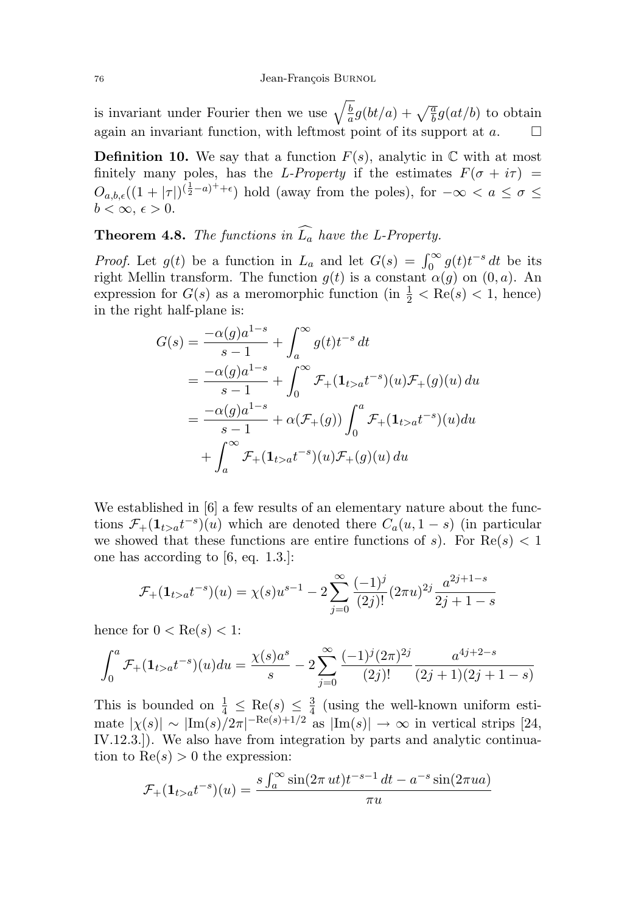is invariant under Fourier then we use $\sqrt{\frac{b}{a}}g(bt/a) + \sqrt{\frac{a}{b}}g(at/b)$ to obtain again an invariant function, with leftmost point of its support at $a$. $\square$

**Definition 10.** We say that a function $F(s)$, analytic in $\mathbb{C}$ with at most finitely many poles, has the *L-Property* if the estimates $F(\sigma + i\tau) = O_{a,b,\epsilon}((1+|\tau|)^{(\frac{1}{2}-a)^+ + \epsilon})$ hold (away from the poles), for $-\infty < a \leq \sigma \leq b < \infty$, $\epsilon > 0$.

**Theorem 4.8.** *The functions in $\widehat{L_a}$ have the L-Property.*

*Proof.* Let $g(t)$ be a function in $L_a$ and let $G(s) = \int_0^\infty g(t)t^{-s}\,dt$ be its right Mellin transform. The function $g(t)$ is a constant $\alpha(g)$ on $(0,a)$. An expression for $G(s)$ as a meromorphic function (in $\frac{1}{2} < \mathrm{Re}(s) < 1$, hence) in the right half-plane is:

$$
\begin{aligned}
G(s) &= \frac{-\alpha(g)a^{1-s}}{s-1} + \int_a^\infty g(t)t^{-s}\,dt \\
&= \frac{-\alpha(g)a^{1-s}}{s-1} + \int_0^\infty \mathcal{F}_+(\mathbf{1}_{t>a}t^{-s})(u)\mathcal{F}_+(g)(u)\,du \\
&= \frac{-\alpha(g)a^{1-s}}{s-1} + \alpha(\mathcal{F}_+(g))\int_0^a \mathcal{F}_+(\mathbf{1}_{t>a}t^{-s})(u)du \\
&\quad + \int_a^\infty \mathcal{F}_+(\mathbf{1}_{t>a}t^{-s})(u)\mathcal{F}_+(g)(u)\,du
\end{aligned}
$$

We established in [6] a few results of an elementary nature about the functions $\mathcal{F}_+(\mathbf{1}_{t>a}t^{-s})(u)$ which are denoted there $C_a(u, 1-s)$ (in particular we showed that these functions are entire functions of $s$). For $\mathrm{Re}(s) < 1$ one has according to [6, eq. 1.3.]:

$$
\mathcal{F}_+(\mathbf{1}_{t>a}t^{-s})(u) = \chi(s)u^{s-1} - 2\sum_{j=0}^\infty \frac{(-1)^j}{(2j)!}(2\pi u)^{2j}\frac{a^{2j+1-s}}{2j+1-s}
$$

hence for $0 < \mathrm{Re}(s) < 1$:

$$
\int_0^a \mathcal{F}_+(\mathbf{1}_{t>a}t^{-s})(u)du = \frac{\chi(s)a^s}{s} - 2\sum_{j=0}^\infty \frac{(-1)^j(2\pi)^{2j}}{(2j)!}\frac{a^{4j+2-s}}{(2j+1)(2j+1-s)}
$$

This is bounded on $\frac{1}{4} \leq \mathrm{Re}(s) \leq \frac{3}{4}$ (using the well-known uniform estimate $|\chi(s)| \sim |\mathrm{Im}(s)/2\pi|^{-\mathrm{Re}(s)+1/2}$ as $|\mathrm{Im}(s)| \to \infty$ in vertical strips [24, IV.12.3.]). We also have from integration by parts and analytic continuation to $\mathrm{Re}(s) > 0$ the expression:

$$
\mathcal{F}_+(\mathbf{1}_{t>a}t^{-s})(u) = \frac{s\int_a^\infty \sin(2\pi\, ut)t^{-s-1}\,dt - a^{-s}\sin(2\pi ua)}{\pi u}
$$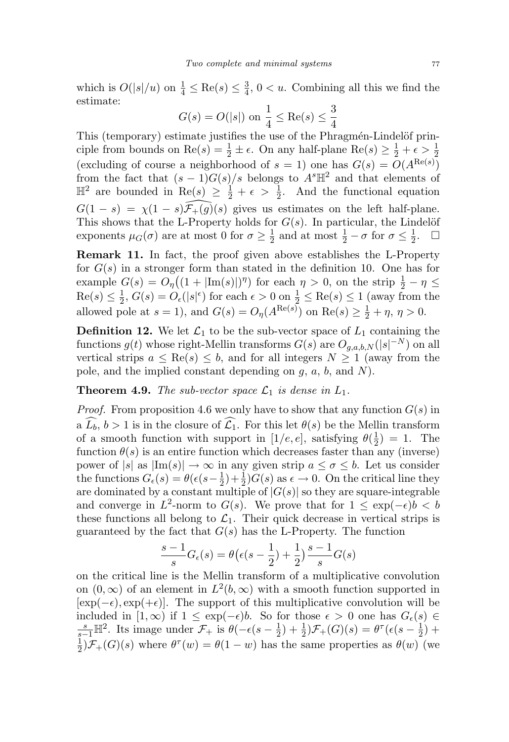which is $O(|s|/u)$ on $\frac{1}{4} \leq \mathrm{Re}(s) \leq \frac{3}{4}$, $0 < u$. Combining all this we find the estimate:

$$G(s) = O(|s|) \text{ on } \frac{1}{4} \leq \mathrm{Re}(s) \leq \frac{3}{4}$$

This (temporary) estimate justifies the use of the Phragmén-Lindelöf principle from bounds on $\mathrm{Re}(s) = \frac{1}{2} \pm \epsilon$. On any half-plane $\mathrm{Re}(s) \geq \frac{1}{2} + \epsilon > \frac{1}{2}$ (excluding of course a neighborhood of $s = 1$) one has $G(s) = O(A^{\mathrm{Re}(s)})$ from the fact that $(s-1)G(s)/s$ belongs to $A^s\mathbb{H}^2$ and that elements of $\mathbb{H}^2$ are bounded in $\mathrm{Re}(s) \geq \frac{1}{2} + \epsilon > \frac{1}{2}$. And the functional equation $G(1-s) = \chi(1-s)\widehat{\mathcal{F}_+(g)}(s)$ gives us estimates on the left half-plane. This shows that the L-Property holds for $G(s)$. In particular, the Lindelöf exponents $\mu_G(\sigma)$ are at most 0 for $\sigma \geq \frac{1}{2}$ and at most $\frac{1}{2} - \sigma$ for $\sigma \leq \frac{1}{2}$. $\square$

**Remark 11.** In fact, the proof given above establishes the L-Property for $G(s)$ in a stronger form than stated in the definition 10. One has for example $G(s) = O_\eta\big((1 + |\mathrm{Im}(s)|)^\eta\big)$ for each $\eta > 0$, on the strip $\frac{1}{2} - \eta \leq \mathrm{Re}(s) \leq \frac{1}{2}$, $G(s) = O_\epsilon(|s|^\epsilon)$ for each $\epsilon > 0$ on $\frac{1}{2} \leq \mathrm{Re}(s) \leq 1$ (away from the allowed pole at $s = 1$), and $G(s) = O_\eta(A^{\mathrm{Re}(s)})$ on $\mathrm{Re}(s) \geq \frac{1}{2} + \eta$, $\eta > 0$.

**Definition 12.** We let $\mathcal{L}_1$ to be the sub-vector space of $L_1$ containing the functions $g(t)$ whose right-Mellin transforms $G(s)$ are $O_{g,a,b,N}(|s|^{-N})$ on all vertical strips $a \leq \mathrm{Re}(s) \leq b$, and for all integers $N \geq 1$ (away from the pole, and the implied constant depending on $g$, $a$, $b$, and $N$).

**Theorem 4.9.** *The sub-vector space $\mathcal{L}_1$ is dense in $L_1$.*

*Proof.* From proposition 4.6 we only have to show that any function $G(s)$ in a $\widehat{L_b}$, $b > 1$ is in the closure of $\widehat{\mathcal{L}_1}$. For this let $\theta(s)$ be the Mellin transform of a smooth function with support in $[1/e, e]$, satisfying $\theta(\frac{1}{2}) = 1$. The function $\theta(s)$ is an entire function which decreases faster than any (inverse) power of $|s|$ as $|\mathrm{Im}(s)| \to \infty$ in any given strip $a \leq \sigma \leq b$. Let us consider the functions $G_\epsilon(s) = \theta(\epsilon(s-\frac{1}{2})+\frac{1}{2})G(s)$ as $\epsilon \to 0$. On the critical line they are dominated by a constant multiple of $|G(s)|$ so they are square-integrable and converge in $L^2$-norm to $G(s)$. We prove that for $1 \leq \exp(-\epsilon)b < b$ these functions all belong to $\mathcal{L}_1$. Their quick decrease in vertical strips is guaranteed by the fact that $G(s)$ has the L-Property. The function

$$\frac{s-1}{s}G_\epsilon(s) = \theta\big(\epsilon(s - \frac{1}{2}) + \frac{1}{2}\big)\frac{s-1}{s}G(s)$$

on the critical line is the Mellin transform of a multiplicative convolution on $(0, \infty)$ of an element in $L^2(b, \infty)$ with a smooth function supported in $[\exp(-\epsilon), \exp(+\epsilon)]$. The support of this multiplicative convolution will be included in $[1, \infty)$ if $1 \leq \exp(-\epsilon)b$. So for those $\epsilon > 0$ one has $G_\epsilon(s) \in \frac{s}{s-1}\mathbb{H}^2$. Its image under $\mathcal{F}_+$ is $\theta(-\epsilon(s - \frac{1}{2}) + \frac{1}{2})\mathcal{F}_+(G)(s) = \theta^\tau(\epsilon(s - \frac{1}{2}) + \frac{1}{2})\mathcal{F}_+(G)(s)$ where $\theta^\tau(w) = \theta(1-w)$ has the same properties as $\theta(w)$ (we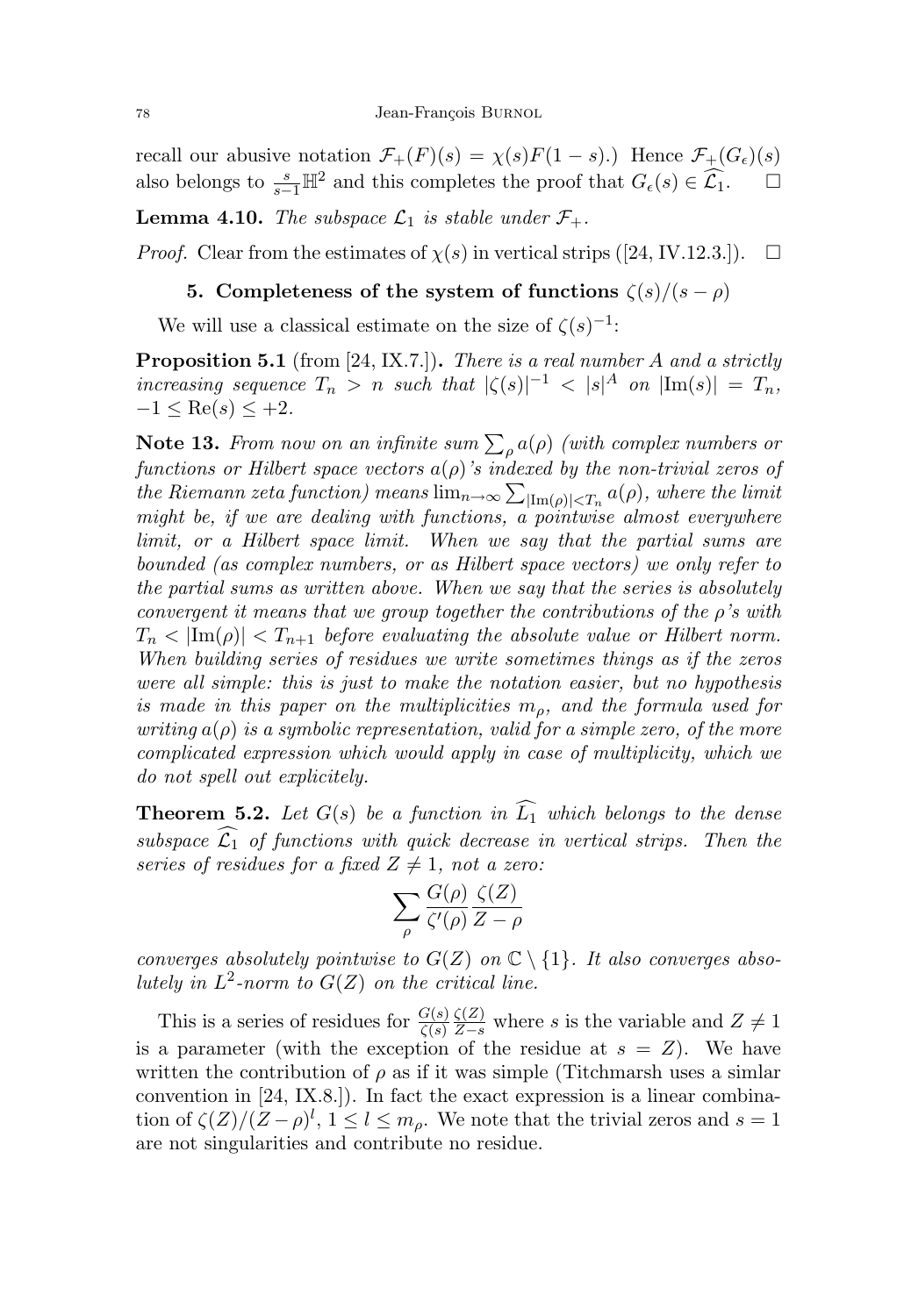recall our abusive notation $\mathcal{F}_+(F)(s) = \chi(s)F(1-s)$.) Hence $\mathcal{F}_+(G_\epsilon)(s)$ also belongs to $\frac{s}{s-1}\mathbb{H}^2$ and this completes the proof that $G_\epsilon(s) \in \widehat{\mathcal{L}_1}$. $\square$

**Lemma 4.10.** *The subspace $\mathcal{L}_1$ is stable under $\mathcal{F}_+$.*

*Proof.* Clear from the estimates of $\chi(s)$ in vertical strips ([24, IV.12.3.]). $\square$

## 5. Completeness of the system of functions $\zeta(s)/(s-\rho)$

We will use a classical estimate on the size of $\zeta(s)^{-1}$:

**Proposition 5.1** (from [24, IX.7.])**.** *There is a real number $A$ and a strictly increasing sequence $T_n > n$ such that $|\zeta(s)|^{-1} < |s|^A$ on $|\mathrm{Im}(s)| = T_n$, $-1 \leq \mathrm{Re}(s) \leq +2$.*

**Note 13.** *From now on an infinite sum $\sum_\rho a(\rho)$ (with complex numbers or functions or Hilbert space vectors $a(\rho)$'s indexed by the non-trivial zeros of the Riemann zeta function) means $\lim_{n\to\infty} \sum_{|\mathrm{Im}(\rho)|<T_n} a(\rho)$, where the limit might be, if we are dealing with functions, a pointwise almost everywhere limit, or a Hilbert space limit. When we say that the partial sums are bounded (as complex numbers, or as Hilbert space vectors) we only refer to the partial sums as written above. When we say that the series is absolutely convergent it means that we group together the contributions of the $\rho$'s with $T_n < |\mathrm{Im}(\rho)| < T_{n+1}$ before evaluating the absolute value or Hilbert norm. When building series of residues we write sometimes things as if the zeros were all simple: this is just to make the notation easier, but no hypothesis is made in this paper on the multiplicities $m_\rho$, and the formula used for writing $a(\rho)$ is a symbolic representation, valid for a simple zero, of the more complicated expression which would apply in case of multiplicity, which we do not spell out explicitely.*

**Theorem 5.2.** *Let $G(s)$ be a function in $\widehat{L_1}$ which belongs to the dense subspace $\widehat{\mathcal{L}_1}$ of functions with quick decrease in vertical strips. Then the series of residues for a fixed $Z \neq 1$, not a zero:*

$$\sum_\rho \frac{G(\rho)}{\zeta'(\rho)} \frac{\zeta(Z)}{Z-\rho}$$

*converges absolutely pointwise to $G(Z)$ on $\mathbb{C} \setminus \{1\}$. It also converges absolutely in $L^2$-norm to $G(Z)$ on the critical line.*

This is a series of residues for $\frac{G(s)}{\zeta(s)} \frac{\zeta(Z)}{Z-s}$ where $s$ is the variable and $Z \neq 1$ is a parameter (with the exception of the residue at $s = Z$). We have written the contribution of $\rho$ as if it was simple (Titchmarsh uses a simlar convention in [24, IX.8.]). In fact the exact expression is a linear combination of $\zeta(Z)/(Z-\rho)^l$, $1 \leq l \leq m_\rho$. We note that the trivial zeros and $s = 1$ are not singularities and contribute no residue.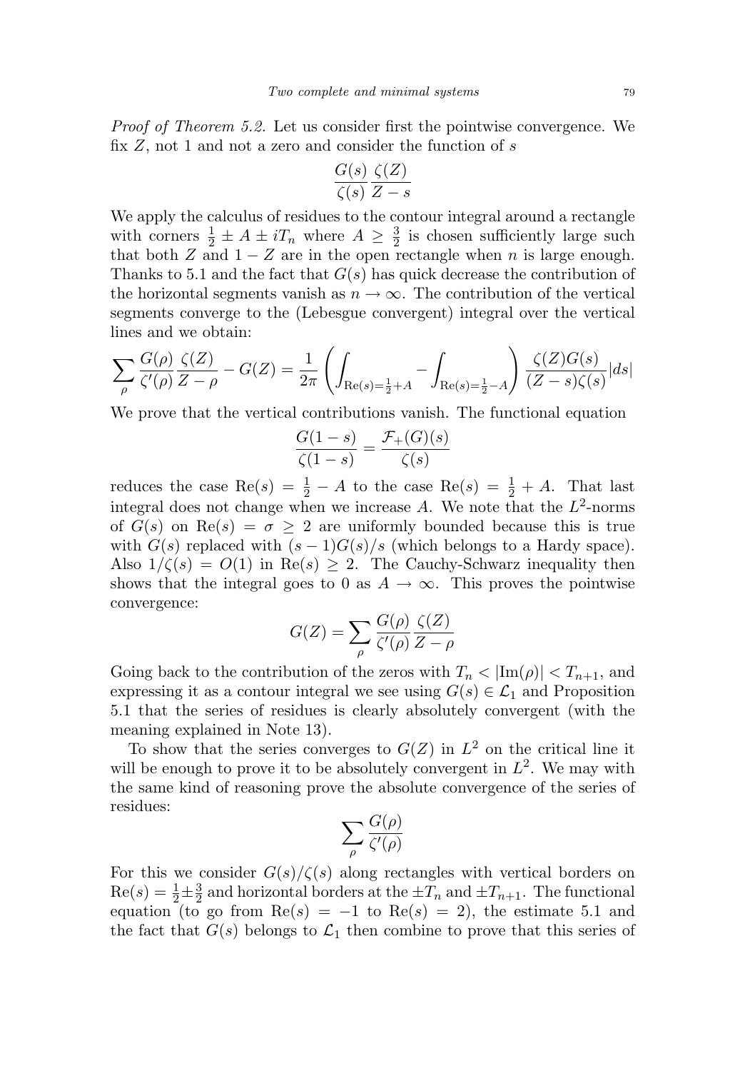*Proof of Theorem 5.2.* Let us consider first the pointwise convergence. We fix $Z$, not 1 and not a zero and consider the function of $s$

$$\frac{G(s)}{\zeta(s)}\frac{\zeta(Z)}{Z-s}$$

We apply the calculus of residues to the contour integral around a rectangle with corners $\frac{1}{2} \pm A \pm iT_n$ where $A \geq \frac{3}{2}$ is chosen sufficiently large such that both $Z$ and $1-Z$ are in the open rectangle when $n$ is large enough. Thanks to 5.1 and the fact that $G(s)$ has quick decrease the contribution of the horizontal segments vanish as $n \to \infty$. The contribution of the vertical segments converge to the (Lebesgue convergent) integral over the vertical lines and we obtain:

$$\sum_\rho \frac{G(\rho)}{\zeta'(\rho)}\frac{\zeta(Z)}{Z-\rho} - G(Z) = \frac{1}{2\pi}\left(\int_{\mathrm{Re}(s)=\frac{1}{2}+A} - \int_{\mathrm{Re}(s)=\frac{1}{2}-A}\right)\frac{\zeta(Z)G(s)}{(Z-s)\zeta(s)}|ds|$$

We prove that the vertical contributions vanish. The functional equation

$$\frac{G(1-s)}{\zeta(1-s)} = \frac{\mathcal{F}_+(G)(s)}{\zeta(s)}$$

reduces the case $\mathrm{Re}(s) = \frac{1}{2} - A$ to the case $\mathrm{Re}(s) = \frac{1}{2} + A$. That last integral does not change when we increase $A$. We note that the $L^2$-norms of $G(s)$ on $\mathrm{Re}(s) = \sigma \geq 2$ are uniformly bounded because this is true with $G(s)$ replaced with $(s-1)G(s)/s$ (which belongs to a Hardy space). Also $1/\zeta(s) = O(1)$ in $\mathrm{Re}(s) \geq 2$. The Cauchy-Schwarz inequality then shows that the integral goes to 0 as $A \to \infty$. This proves the pointwise convergence:

$$G(Z) = \sum_\rho \frac{G(\rho)}{\zeta'(\rho)}\frac{\zeta(Z)}{Z-\rho}$$

Going back to the contribution of the zeros with $T_n < |\mathrm{Im}(\rho)| < T_{n+1}$, and expressing it as a contour integral we see using $G(s) \in \mathcal{L}_1$ and Proposition 5.1 that the series of residues is clearly absolutely convergent (with the meaning explained in Note 13).

To show that the series converges to $G(Z)$ in $L^2$ on the critical line it will be enough to prove it to be absolutely convergent in $L^2$. We may with the same kind of reasoning prove the absolute convergence of the series of residues:

$$\sum_\rho \frac{G(\rho)}{\zeta'(\rho)}$$

For this we consider $G(s)/\zeta(s)$ along rectangles with vertical borders on $\mathrm{Re}(s) = \frac{1}{2} \pm \frac{3}{2}$ and horizontal borders at the $\pm T_n$ and $\pm T_{n+1}$. The functional equation (to go from $\mathrm{Re}(s) = -1$ to $\mathrm{Re}(s) = 2$), the estimate 5.1 and the fact that $G(s)$ belongs to $\mathcal{L}_1$ then combine to prove that this series of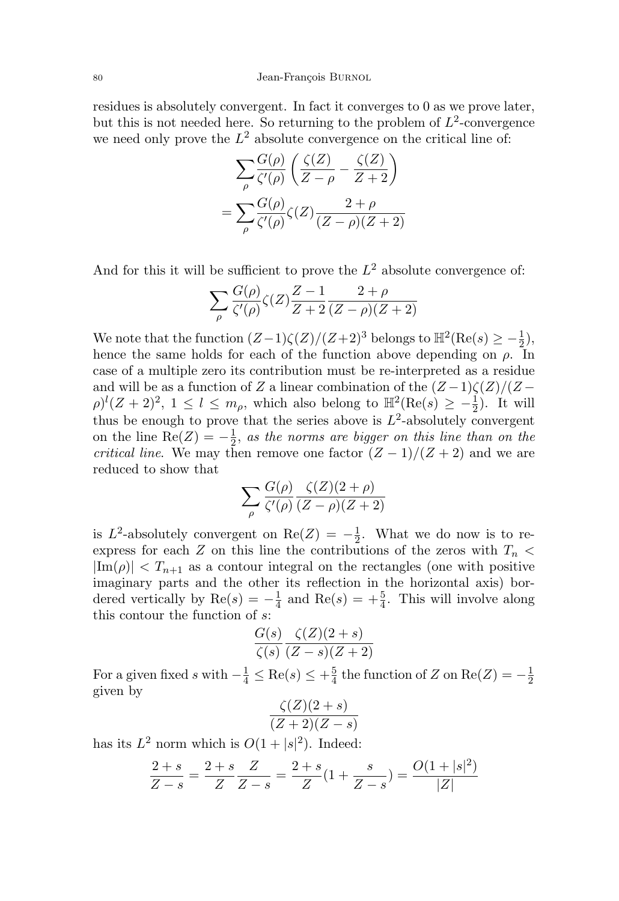residues is absolutely convergent. In fact it converges to 0 as we prove later, but this is not needed here. So returning to the problem of $L^2$-convergence we need only prove the $L^2$ absolute convergence on the critical line of:

$$\begin{aligned}
&\sum_\rho \frac{G(\rho)}{\zeta'(\rho)}\left(\frac{\zeta(Z)}{Z-\rho} - \frac{\zeta(Z)}{Z+2}\right) \\
&= \sum_\rho \frac{G(\rho)}{\zeta'(\rho)}\zeta(Z)\frac{2+\rho}{(Z-\rho)(Z+2)}
\end{aligned}$$

And for this it will be sufficient to prove the $L^2$ absolute convergence of:

$$\sum_\rho \frac{G(\rho)}{\zeta'(\rho)}\zeta(Z)\frac{Z-1}{Z+2}\frac{2+\rho}{(Z-\rho)(Z+2)}$$

We note that the function $(Z-1)\zeta(Z)/(Z+2)^3$ belongs to $\mathbb{H}^2(\mathrm{Re}(s) \geq -\frac{1}{2})$, hence the same holds for each of the function above depending on $\rho$. In case of a multiple zero its contribution must be re-interpreted as a residue and will be as a function of $Z$ a linear combination of the $(Z-1)\zeta(Z)/(Z-\rho)^l(Z+2)^2$, $1 \leq l \leq m_\rho$, which also belong to $\mathbb{H}^2(\mathrm{Re}(s) \geq -\frac{1}{2})$. It will thus be enough to prove that the series above is $L^2$-absolutely convergent on the line $\mathrm{Re}(Z) = -\frac{1}{2}$, *as the norms are bigger on this line than on the critical line*. We may then remove one factor $(Z-1)/(Z+2)$ and we are reduced to show that

$$\sum_\rho \frac{G(\rho)}{\zeta'(\rho)}\frac{\zeta(Z)(2+\rho)}{(Z-\rho)(Z+2)}$$

is $L^2$-absolutely convergent on $\mathrm{Re}(Z) = -\frac{1}{2}$. What we do now is to re-express for each $Z$ on this line the contributions of the zeros with $T_n < |\mathrm{Im}(\rho)| < T_{n+1}$ as a contour integral on the rectangles (one with positive imaginary parts and the other its reflection in the horizontal axis) bordered vertically by $\mathrm{Re}(s) = -\frac{1}{4}$ and $\mathrm{Re}(s) = +\frac{5}{4}$. This will involve along this contour the function of $s$:

$$\frac{G(s)}{\zeta(s)}\frac{\zeta(Z)(2+s)}{(Z-s)(Z+2)}$$

For a given fixed $s$ with $-\frac{1}{4} \leq \mathrm{Re}(s) \leq +\frac{5}{4}$ the function of $Z$ on $\mathrm{Re}(Z) = -\frac{1}{2}$ given by

$$\frac{\zeta(Z)(2+s)}{(Z+2)(Z-s)}$$

has its $L^2$ norm which is $O(1+|s|^2)$. Indeed:

$$\frac{2+s}{Z-s} = \frac{2+s}{Z}\frac{Z}{Z-s} = \frac{2+s}{Z}\left(1+\frac{s}{Z-s}\right) = \frac{O(1+|s|^2)}{|Z|}$$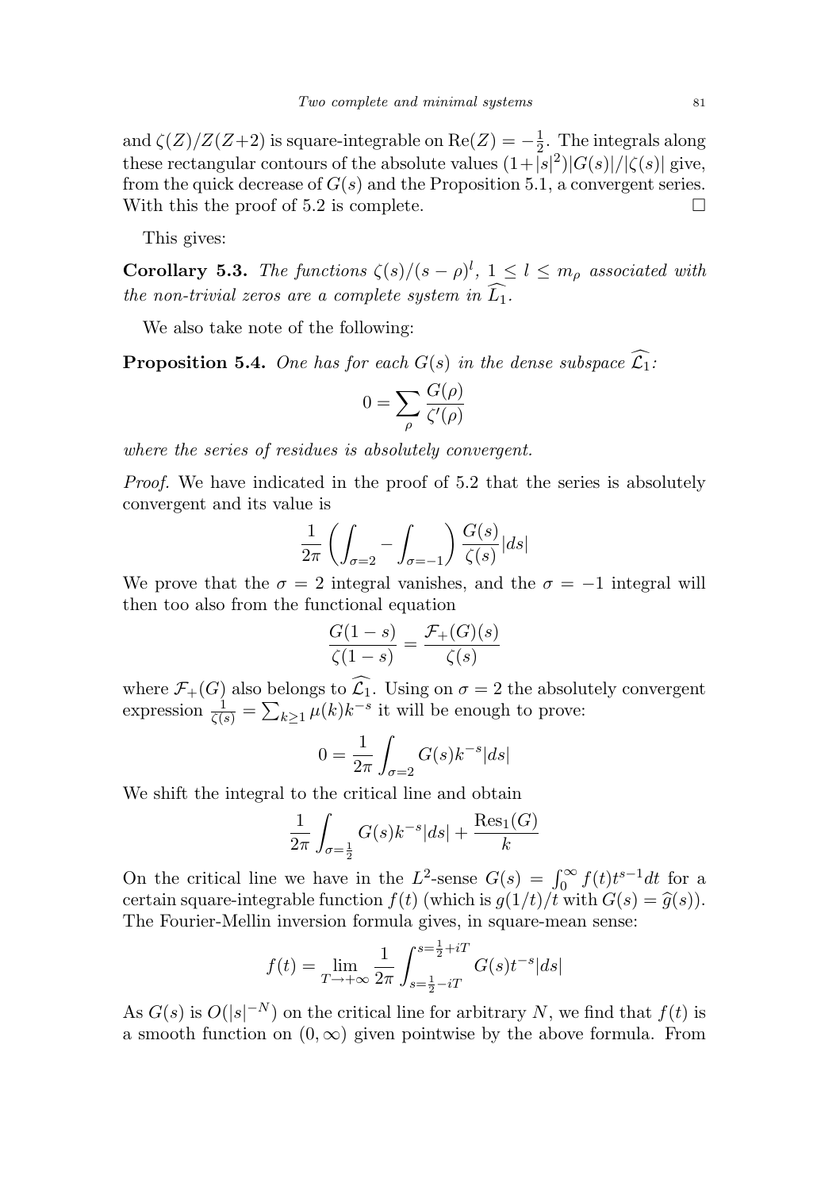and $\zeta(Z)/Z(Z+2)$ is square-integrable on $\mathrm{Re}(Z) = -\frac{1}{2}$. The integrals along these rectangular contours of the absolute values $(1+|s|^2)|G(s)|/|\zeta(s)|$ give, from the quick decrease of $G(s)$ and the Proposition 5.1, a convergent series. With this the proof of 5.2 is complete. □

This gives:

**Corollary 5.3.** *The functions $\zeta(s)/(s-\rho)^l$, $1 \leq l \leq m_\rho$ associated with the non-trivial zeros are a complete system in $\widehat{L_1}$.*

We also take note of the following:

**Proposition 5.4.** *One has for each $G(s)$ in the dense subspace $\widehat{\mathcal{L}_1}$:*

$$0 = \sum_\rho \frac{G(\rho)}{\zeta'(\rho)}$$

*where the series of residues is absolutely convergent.*

*Proof.* We have indicated in the proof of 5.2 that the series is absolutely convergent and its value is

$$\frac{1}{2\pi}\left(\int_{\sigma=2} - \int_{\sigma=-1}\right) \frac{G(s)}{\zeta(s)} |ds|$$

We prove that the $\sigma = 2$ integral vanishes, and the $\sigma = -1$ integral will then too also from the functional equation

$$\frac{G(1-s)}{\zeta(1-s)} = \frac{\mathcal{F}_+(G)(s)}{\zeta(s)}$$

where $\mathcal{F}_+(G)$ also belongs to $\widehat{\mathcal{L}_1}$. Using on $\sigma = 2$ the absolutely convergent expression $\frac{1}{\zeta(s)} = \sum_{k\geq 1} \mu(k) k^{-s}$ it will be enough to prove:

$$0 = \frac{1}{2\pi} \int_{\sigma=2} G(s) k^{-s} |ds|$$

We shift the integral to the critical line and obtain

$$\frac{1}{2\pi} \int_{\sigma=\frac{1}{2}} G(s) k^{-s} |ds| + \frac{\mathrm{Res}_1(G)}{k}$$

On the critical line we have in the $L^2$-sense $G(s) = \int_0^\infty f(t) t^{s-1} dt$ for a certain square-integrable function $f(t)$ (which is $g(1/t)/t$ with $G(s) = \widehat{g}(s)$). The Fourier-Mellin inversion formula gives, in square-mean sense:

$$f(t) = \lim_{T\to+\infty} \frac{1}{2\pi} \int_{s=\frac{1}{2}-iT}^{s=\frac{1}{2}+iT} G(s) t^{-s} |ds|$$

As $G(s)$ is $O(|s|^{-N})$ on the critical line for arbitrary $N$, we find that $f(t)$ is a smooth function on $(0, \infty)$ given pointwise by the above formula. From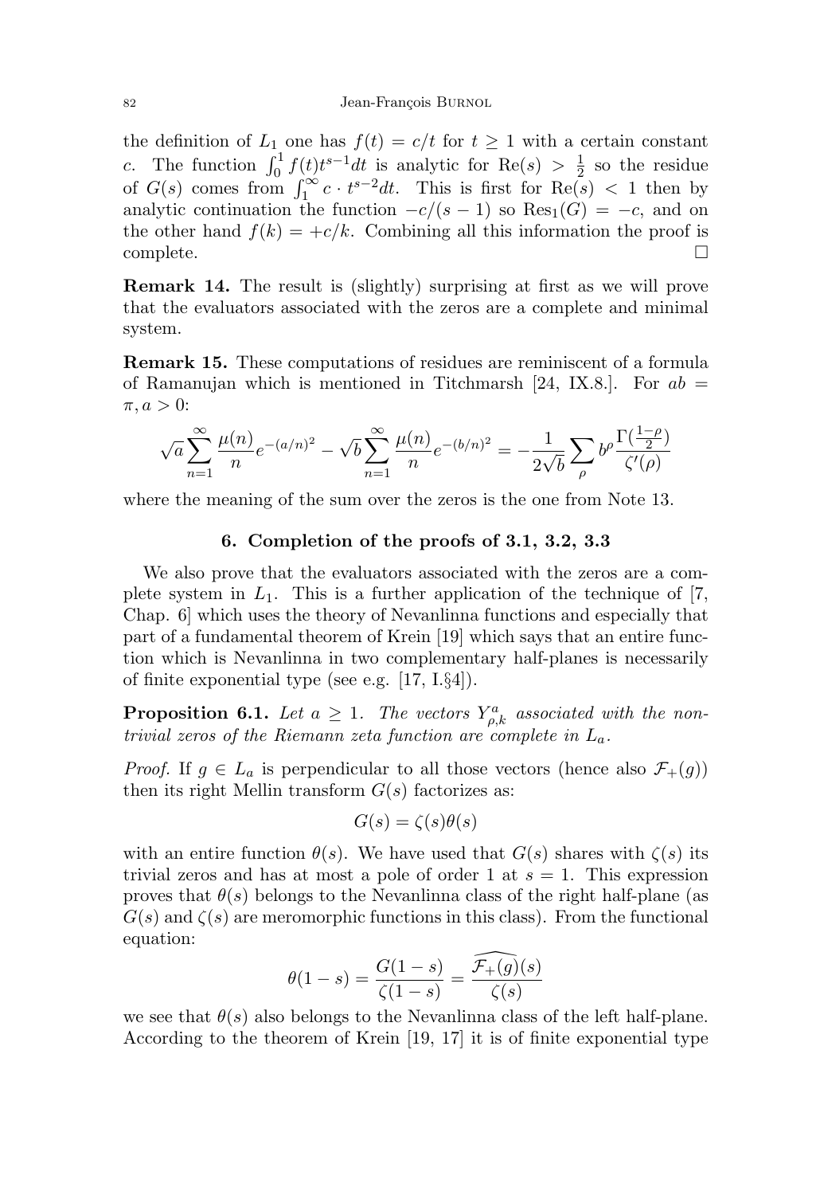the definition of $L_1$ one has $f(t) = c/t$ for $t \geq 1$ with a certain constant $c$. The function $\int_0^1 f(t)t^{s-1}dt$ is analytic for $\mathrm{Re}(s) > \frac{1}{2}$ so the residue of $G(s)$ comes from $\int_1^\infty c \cdot t^{s-2}dt$. This is first for $\mathrm{Re}(s) < 1$ then by analytic continuation the function $-c/(s-1)$ so $\mathrm{Res}_1(G) = -c$, and on the other hand $f(k) = +c/k$. Combining all this information the proof is complete. □

**Remark 14.** The result is (slightly) surprising at first as we will prove that the evaluators associated with the zeros are a complete and minimal system.

**Remark 15.** These computations of residues are reminiscent of a formula of Ramanujan which is mentioned in Titchmarsh [24, IX.8.]. For $ab = \pi, a > 0$:

$$\sqrt{a}\sum_{n=1}^{\infty}\frac{\mu(n)}{n}e^{-(a/n)^2} - \sqrt{b}\sum_{n=1}^{\infty}\frac{\mu(n)}{n}e^{-(b/n)^2} = -\frac{1}{2\sqrt{b}}\sum_{\rho} b^{\rho}\frac{\Gamma(\frac{1-\rho}{2})}{\zeta'(\rho)}$$

where the meaning of the sum over the zeros is the one from Note 13.

## 6. Completion of the proofs of 3.1, 3.2, 3.3

We also prove that the evaluators associated with the zeros are a complete system in $L_1$. This is a further application of the technique of [7, Chap. 6] which uses the theory of Nevanlinna functions and especially that part of a fundamental theorem of Krein [19] which says that an entire function which is Nevanlinna in two complementary half-planes is necessarily of finite exponential type (see e.g. [17, I.§4]).

**Proposition 6.1.** *Let $a \geq 1$. The vectors $Y^a_{\rho,k}$ associated with the non-trivial zeros of the Riemann zeta function are complete in $L_a$.*

*Proof.* If $g \in L_a$ is perpendicular to all those vectors (hence also $\mathcal{F}_+(g)$) then its right Mellin transform $G(s)$ factorizes as:

$$G(s) = \zeta(s)\theta(s)$$

with an entire function $\theta(s)$. We have used that $G(s)$ shares with $\zeta(s)$ its trivial zeros and has at most a pole of order 1 at $s = 1$. This expression proves that $\theta(s)$ belongs to the Nevanlinna class of the right half-plane (as $G(s)$ and $\zeta(s)$ are meromorphic functions in this class). From the functional equation:

$$\theta(1-s) = \frac{G(1-s)}{\zeta(1-s)} = \frac{\widehat{\mathcal{F}_+(g)}(s)}{\zeta(s)}$$

we see that $\theta(s)$ also belongs to the Nevanlinna class of the left half-plane. According to the theorem of Krein [19, 17] it is of finite exponential type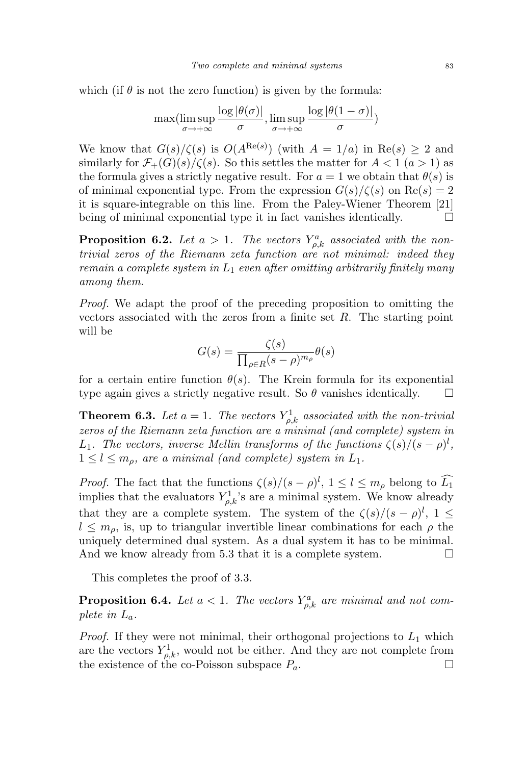which (if $\theta$ is not the zero function) is given by the formula:

$$\max(\limsup_{\sigma\to+\infty} \frac{\log|\theta(\sigma)|}{\sigma}, \limsup_{\sigma\to+\infty} \frac{\log|\theta(1-\sigma)|}{\sigma})$$

We know that $G(s)/\zeta(s)$ is $O(A^{\mathrm{Re}(s)})$ (with $A = 1/a$) in $\mathrm{Re}(s) \geq 2$ and similarly for $\mathcal{F}_+(G)(s)/\zeta(s)$. So this settles the matter for $A < 1$ ($a > 1$) as the formula gives a strictly negative result. For $a = 1$ we obtain that $\theta(s)$ is of minimal exponential type. From the expression $G(s)/\zeta(s)$ on $\mathrm{Re}(s) = 2$ it is square-integrable on this line. From the Paley-Wiener Theorem [21] being of minimal exponential type it in fact vanishes identically. □

**Proposition 6.2.** *Let $a > 1$. The vectors $Y^a_{\rho,k}$ associated with the non-trivial zeros of the Riemann zeta function are not minimal: indeed they remain a complete system in $L_1$ even after omitting arbitrarily finitely many among them.*

*Proof.* We adapt the proof of the preceding proposition to omitting the vectors associated with the zeros from a finite set $R$. The starting point will be

$$G(s) = \frac{\zeta(s)}{\prod_{\rho\in R}(s-\rho)^{m_\rho}}\theta(s)$$

for a certain entire function $\theta(s)$. The Krein formula for its exponential type again gives a strictly negative result. So $\theta$ vanishes identically. □

**Theorem 6.3.** *Let $a = 1$. The vectors $Y^1_{\rho,k}$ associated with the non-trivial zeros of the Riemann zeta function are a minimal (and complete) system in $L_1$. The vectors, inverse Mellin transforms of the functions $\zeta(s)/(s-\rho)^l$, $1 \leq l \leq m_\rho$, are a minimal (and complete) system in $L_1$.*

*Proof.* The fact that the functions $\zeta(s)/(s-\rho)^l$, $1 \leq l \leq m_\rho$ belong to $\widehat{L_1}$ implies that the evaluators $Y^1_{\rho,k}$'s are a minimal system. We know already that they are a complete system. The system of the $\zeta(s)/(s-\rho)^l$, $1 \leq l \leq m_\rho$, is, up to triangular invertible linear combinations for each $\rho$ the uniquely determined dual system. As a dual system it has to be minimal. And we know already from 5.3 that it is a complete system. □

This completes the proof of 3.3.

**Proposition 6.4.** *Let $a < 1$. The vectors $Y^a_{\rho,k}$ are minimal and not complete in $L_a$.*

*Proof.* If they were not minimal, their orthogonal projections to $L_1$ which are the vectors $Y^1_{\rho,k}$, would not be either. And they are not complete from the existence of the co-Poisson subspace $P_a$. □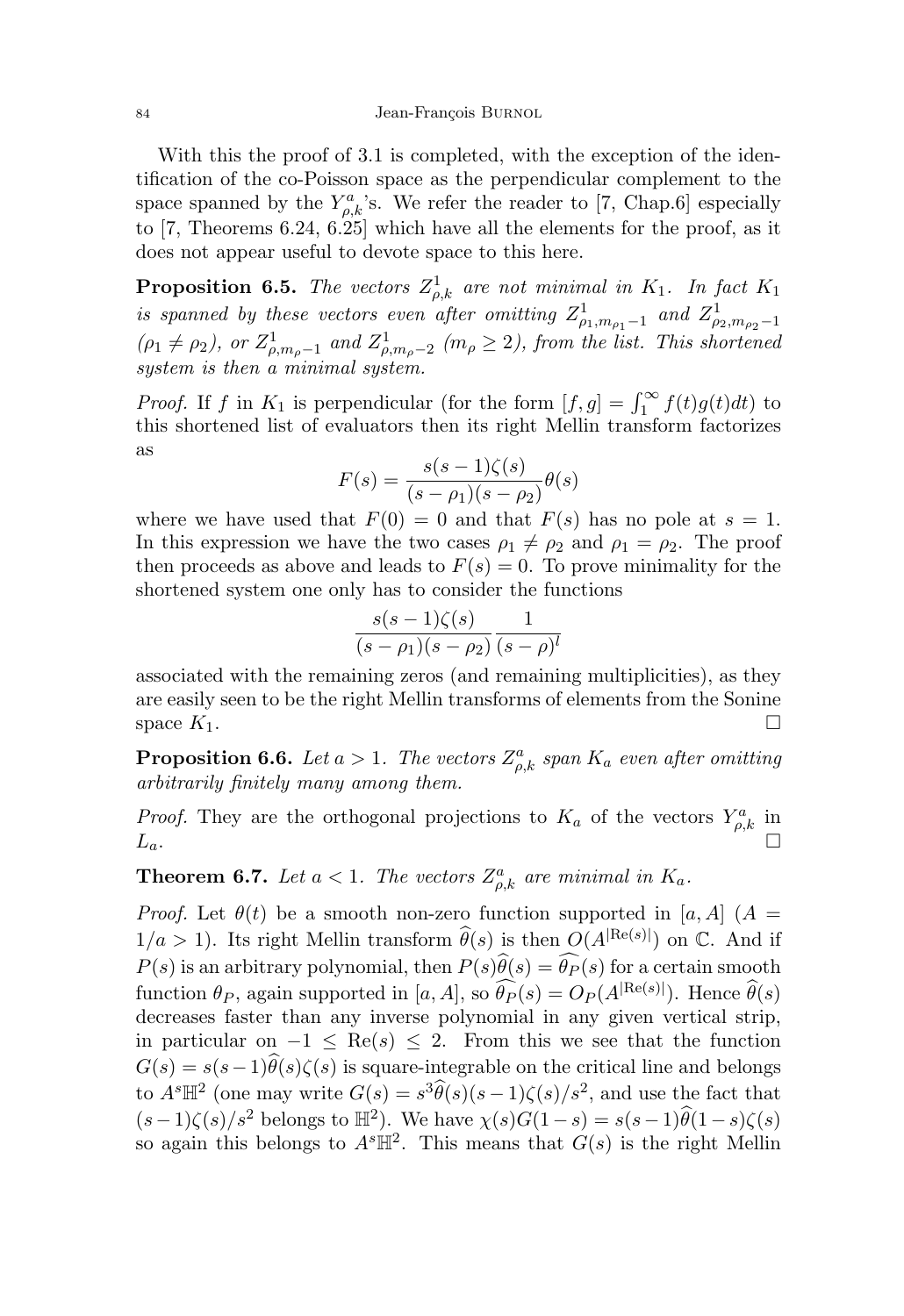With this the proof of 3.1 is completed, with the exception of the identification of the co-Poisson space as the perpendicular complement to the space spanned by the $Y^a_{\rho,k}$'s. We refer the reader to [7, Chap.6] especially to [7, Theorems 6.24, 6.25] which have all the elements for the proof, as it does not appear useful to devote space to this here.

**Proposition 6.5.** *The vectors $Z^1_{\rho,k}$ are not minimal in $K_1$. In fact $K_1$ is spanned by these vectors even after omitting $Z^1_{\rho_1,m_{\rho_1}-1}$ and $Z^1_{\rho_2,m_{\rho_2}-1}$ ($\rho_1 \neq \rho_2$), or $Z^1_{\rho,m_\rho-1}$ and $Z^1_{\rho,m_\rho-2}$ ($m_\rho \geq 2$), from the list. This shortened system is then a minimal system.*

*Proof.* If $f$ in $K_1$ is perpendicular (for the form $[f,g] = \int_1^\infty f(t)g(t)dt$) to this shortened list of evaluators then its right Mellin transform factorizes as

$$F(s) = \frac{s(s-1)\zeta(s)}{(s-\rho_1)(s-\rho_2)}\theta(s)$$

where we have used that $F(0) = 0$ and that $F(s)$ has no pole at $s = 1$. In this expression we have the two cases $\rho_1 \neq \rho_2$ and $\rho_1 = \rho_2$. The proof then proceeds as above and leads to $F(s) = 0$. To prove minimality for the shortened system one only has to consider the functions

$$\frac{s(s-1)\zeta(s)}{(s-\rho_1)(s-\rho_2)}\frac{1}{(s-\rho)^l}$$

associated with the remaining zeros (and remaining multiplicities), as they are easily seen to be the right Mellin transforms of elements from the Sonine space $K_1$. □

**Proposition 6.6.** *Let $a > 1$. The vectors $Z^a_{\rho,k}$ span $K_a$ even after omitting arbitrarily finitely many among them.*

*Proof.* They are the orthogonal projections to $K_a$ of the vectors $Y^a_{\rho,k}$ in $L_a$. □

**Theorem 6.7.** *Let $a < 1$. The vectors $Z^a_{\rho,k}$ are minimal in $K_a$.*

*Proof.* Let $\theta(t)$ be a smooth non-zero function supported in $[a, A]$ ($A = 1/a > 1$). Its right Mellin transform $\widehat{\theta}(s)$ is then $O(A^{|\mathrm{Re}(s)|})$ on $\mathbb{C}$. And if $P(s)$ is an arbitrary polynomial, then $P(s)\widehat{\theta}(s) = \widehat{\theta_P}(s)$ for a certain smooth function $\theta_P$, again supported in $[a, A]$, so $\widehat{\theta_P}(s) = O_P(A^{|\mathrm{Re}(s)|})$. Hence $\widehat{\theta}(s)$ decreases faster than any inverse polynomial in any given vertical strip, in particular on $-1 \leq \mathrm{Re}(s) \leq 2$. From this we see that the function $G(s) = s(s-1)\widehat{\theta}(s)\zeta(s)$ is square-integrable on the critical line and belongs to $A^s\mathbb{H}^2$ (one may write $G(s) = s^3\widehat{\theta}(s)(s-1)\zeta(s)/s^2$, and use the fact that $(s-1)\zeta(s)/s^2$ belongs to $\mathbb{H}^2$). We have $\chi(s)G(1-s) = s(s-1)\widehat{\theta}(1-s)\zeta(s)$ so again this belongs to $A^s\mathbb{H}^2$. This means that $G(s)$ is the right Mellin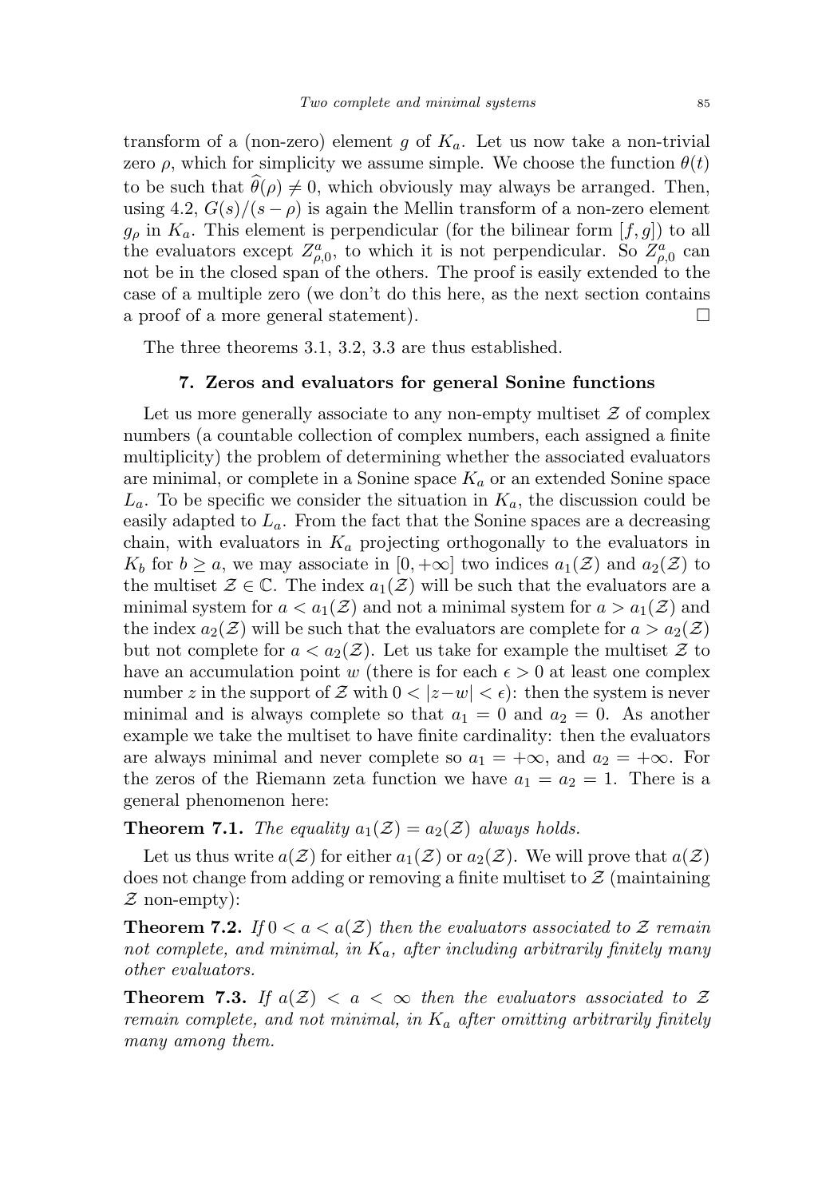transform of a (non-zero) element $g$ of $K_a$. Let us now take a non-trivial zero $\rho$, which for simplicity we assume simple. We choose the function $\theta(t)$ to be such that $\widehat{\theta}(\rho) \neq 0$, which obviously may always be arranged. Then, using 4.2, $G(s)/(s-\rho)$ is again the Mellin transform of a non-zero element $g_\rho$ in $K_a$. This element is perpendicular (for the bilinear form $[f,g]$) to all the evaluators except $Z^a_{\rho,0}$, to which it is not perpendicular. So $Z^a_{\rho,0}$ can not be in the closed span of the others. The proof is easily extended to the case of a multiple zero (we don't do this here, as the next section contains a proof of a more general statement). $\square$

The three theorems 3.1, 3.2, 3.3 are thus established.

## 7. Zeros and evaluators for general Sonine functions

Let us more generally associate to any non-empty multiset $\mathcal{Z}$ of complex numbers (a countable collection of complex numbers, each assigned a finite multiplicity) the problem of determining whether the associated evaluators are minimal, or complete in a Sonine space $K_a$ or an extended Sonine space $L_a$. To be specific we consider the situation in $K_a$, the discussion could be easily adapted to $L_a$. From the fact that the Sonine spaces are a decreasing chain, with evaluators in $K_a$ projecting orthogonally to the evaluators in $K_b$ for $b \geq a$, we may associate in $[0,+\infty]$ two indices $a_1(\mathcal{Z})$ and $a_2(\mathcal{Z})$ to the multiset $\mathcal{Z} \in \mathbb{C}$. The index $a_1(\mathcal{Z})$ will be such that the evaluators are a minimal system for $a < a_1(\mathcal{Z})$ and not a minimal system for $a > a_1(\mathcal{Z})$ and the index $a_2(\mathcal{Z})$ will be such that the evaluators are complete for $a > a_2(\mathcal{Z})$ but not complete for $a < a_2(\mathcal{Z})$. Let us take for example the multiset $\mathcal{Z}$ to have an accumulation point $w$ (there is for each $\epsilon > 0$ at least one complex number $z$ in the support of $\mathcal{Z}$ with $0 < |z-w| < \epsilon$): then the system is never minimal and is always complete so that $a_1 = 0$ and $a_2 = 0$. As another example we take the multiset to have finite cardinality: then the evaluators are always minimal and never complete so $a_1 = +\infty$, and $a_2 = +\infty$. For the zeros of the Riemann zeta function we have $a_1 = a_2 = 1$. There is a general phenomenon here:

**Theorem 7.1.** *The equality $a_1(\mathcal{Z}) = a_2(\mathcal{Z})$ always holds.*

Let us thus write $a(\mathcal{Z})$ for either $a_1(\mathcal{Z})$ or $a_2(\mathcal{Z})$. We will prove that $a(\mathcal{Z})$ does not change from adding or removing a finite multiset to $\mathcal{Z}$ (maintaining $\mathcal{Z}$ non-empty):

**Theorem 7.2.** *If $0 < a < a(\mathcal{Z})$ then the evaluators associated to $\mathcal{Z}$ remain not complete, and minimal, in $K_a$, after including arbitrarily finitely many other evaluators.*

**Theorem 7.3.** *If $a(\mathcal{Z}) < a < \infty$ then the evaluators associated to $\mathcal{Z}$ remain complete, and not minimal, in $K_a$ after omitting arbitrarily finitely many among them.*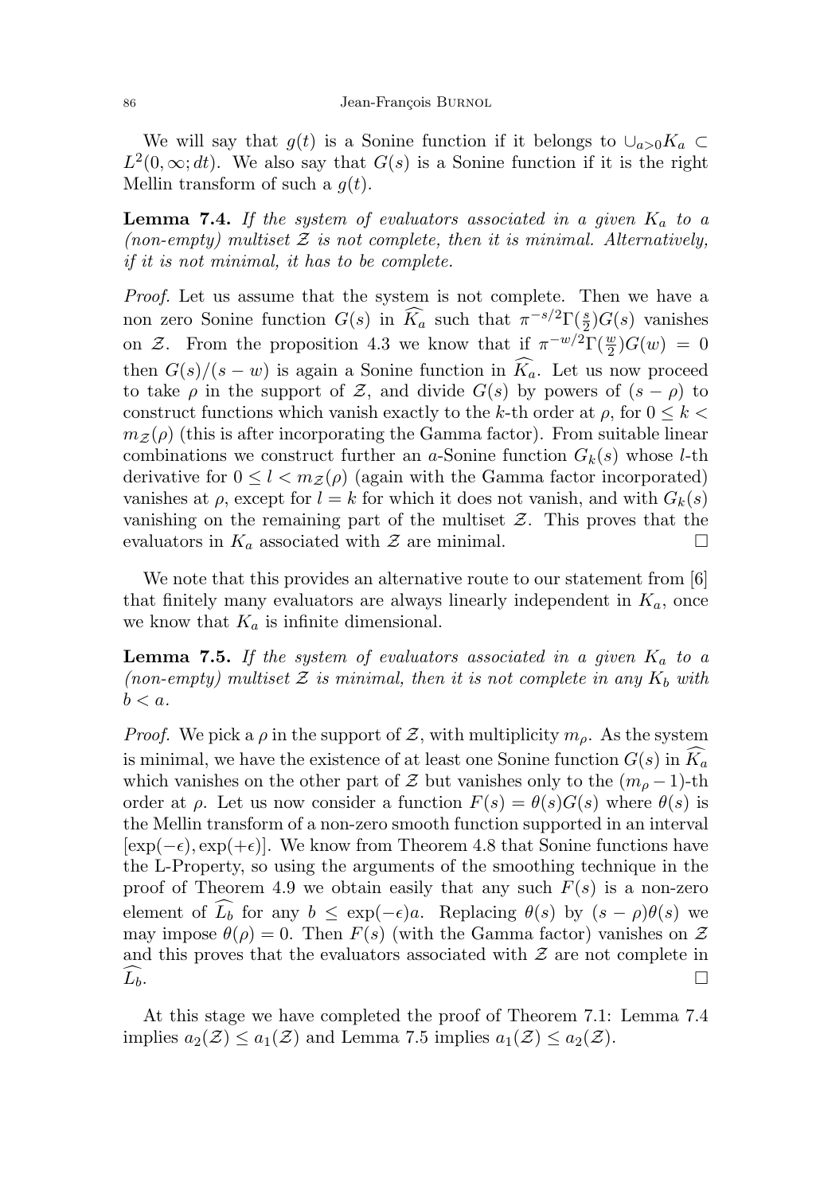We will say that $g(t)$ is a Sonine function if it belongs to $\cup_{a>0} K_a \subset L^2(0,\infty;dt)$. We also say that $G(s)$ is a Sonine function if it is the right Mellin transform of such a $g(t)$.

**Lemma 7.4.** *If the system of evaluators associated in a given $K_a$ to a (non-empty) multiset $\mathcal{Z}$ is not complete, then it is minimal. Alternatively, if it is not minimal, it has to be complete.*

*Proof.* Let us assume that the system is not complete. Then we have a non zero Sonine function $G(s)$ in $\widehat{K_a}$ such that $\pi^{-s/2}\Gamma(\frac{s}{2})G(s)$ vanishes on $\mathcal{Z}$. From the proposition 4.3 we know that if $\pi^{-w/2}\Gamma(\frac{w}{2})G(w) = 0$ then $G(s)/(s-w)$ is again a Sonine function in $\widehat{K_a}$. Let us now proceed to take $\rho$ in the support of $\mathcal{Z}$, and divide $G(s)$ by powers of $(s-\rho)$ to construct functions which vanish exactly to the $k$-th order at $\rho$, for $0 \leq k < m_{\mathcal{Z}}(\rho)$ (this is after incorporating the Gamma factor). From suitable linear combinations we construct further an $a$-Sonine function $G_k(s)$ whose $l$-th derivative for $0 \leq l < m_{\mathcal{Z}}(\rho)$ (again with the Gamma factor incorporated) vanishes at $\rho$, except for $l = k$ for which it does not vanish, and with $G_k(s)$ vanishing on the remaining part of the multiset $\mathcal{Z}$. This proves that the evaluators in $K_a$ associated with $\mathcal{Z}$ are minimal. □

We note that this provides an alternative route to our statement from [6] that finitely many evaluators are always linearly independent in $K_a$, once we know that $K_a$ is infinite dimensional.

**Lemma 7.5.** *If the system of evaluators associated in a given $K_a$ to a (non-empty) multiset $\mathcal{Z}$ is minimal, then it is not complete in any $K_b$ with $b < a$.*

*Proof.* We pick a $\rho$ in the support of $\mathcal{Z}$, with multiplicity $m_\rho$. As the system is minimal, we have the existence of at least one Sonine function $G(s)$ in $\widehat{K_a}$ which vanishes on the other part of $\mathcal{Z}$ but vanishes only to the $(m_\rho - 1)$-th order at $\rho$. Let us now consider a function $F(s) = \theta(s)G(s)$ where $\theta(s)$ is the Mellin transform of a non-zero smooth function supported in an interval $[\exp(-\epsilon), \exp(+\epsilon)]$. We know from Theorem 4.8 that Sonine functions have the L-Property, so using the arguments of the smoothing technique in the proof of Theorem 4.9 we obtain easily that any such $F(s)$ is a non-zero element of $\widehat{L_b}$ for any $b \leq \exp(-\epsilon)a$. Replacing $\theta(s)$ by $(s-\rho)\theta(s)$ we may impose $\theta(\rho) = 0$. Then $F(s)$ (with the Gamma factor) vanishes on $\mathcal{Z}$ and this proves that the evaluators associated with $\mathcal{Z}$ are not complete in $\widehat{L_b}$. □

At this stage we have completed the proof of Theorem 7.1: Lemma 7.4 implies $a_2(\mathcal{Z}) \leq a_1(\mathcal{Z})$ and Lemma 7.5 implies $a_1(\mathcal{Z}) \leq a_2(\mathcal{Z})$.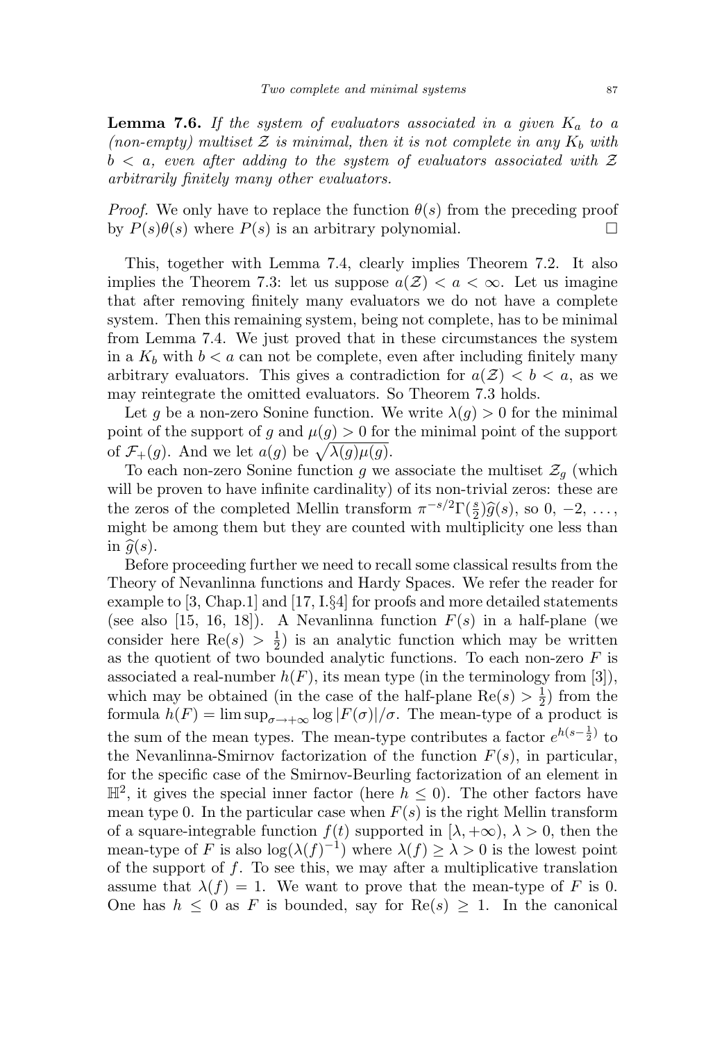**Lemma 7.6.** *If the system of evaluators associated in a given $K_a$ to a (non-empty) multiset $\mathcal{Z}$ is minimal, then it is not complete in any $K_b$ with $b < a$, even after adding to the system of evaluators associated with $\mathcal{Z}$ arbitrarily finitely many other evaluators.*

*Proof.* We only have to replace the function $\theta(s)$ from the preceding proof by $P(s)\theta(s)$ where $P(s)$ is an arbitrary polynomial. $\square$

This, together with Lemma 7.4, clearly implies Theorem 7.2. It also implies the Theorem 7.3: let us suppose $a(\mathcal{Z}) < a < \infty$. Let us imagine that after removing finitely many evaluators we do not have a complete system. Then this remaining system, being not complete, has to be minimal from Lemma 7.4. We just proved that in these circumstances the system in a $K_b$ with $b < a$ can not be complete, even after including finitely many arbitrary evaluators. This gives a contradiction for $a(\mathcal{Z}) < b < a$, as we may reintegrate the omitted evaluators. So Theorem 7.3 holds.

Let $g$ be a non-zero Sonine function. We write $\lambda(g) > 0$ for the minimal point of the support of $g$ and $\mu(g) > 0$ for the minimal point of the support of $\mathcal{F}_+(g)$. And we let $a(g)$ be $\sqrt{\lambda(g)\mu(g)}$.

To each non-zero Sonine function $g$ we associate the multiset $\mathcal{Z}_g$ (which will be proven to have infinite cardinality) of its non-trivial zeros: these are the zeros of the completed Mellin transform $\pi^{-s/2}\Gamma(\frac{s}{2})\widehat{g}(s)$, so $0$, $-2$, $\dots$, might be among them but they are counted with multiplicity one less than in $\widehat{g}(s)$.

Before proceeding further we need to recall some classical results from the Theory of Nevanlinna functions and Hardy Spaces. We refer the reader for example to [3, Chap.1] and [17, I.§4] for proofs and more detailed statements (see also [15, 16, 18]). A Nevanlinna function $F(s)$ in a half-plane (we consider here $\mathrm{Re}(s) > \frac{1}{2}$) is an analytic function which may be written as the quotient of two bounded analytic functions. To each non-zero $F$ is associated a real-number $h(F)$, its mean type (in the terminology from [3]), which may be obtained (in the case of the half-plane $\mathrm{Re}(s) > \frac{1}{2}$) from the formula $h(F) = \limsup_{\sigma\to+\infty} \log|F(\sigma)|/\sigma$. The mean-type of a product is the sum of the mean types. The mean-type contributes a factor $e^{h(s-\frac{1}{2})}$ to the Nevanlinna-Smirnov factorization of the function $F(s)$, in particular, for the specific case of the Smirnov-Beurling factorization of an element in $\mathbb{H}^2$, it gives the special inner factor (here $h \leq 0$). The other factors have mean type 0. In the particular case when $F(s)$ is the right Mellin transform of a square-integrable function $f(t)$ supported in $[\lambda, +\infty)$, $\lambda > 0$, then the mean-type of $F$ is also $\log(\lambda(f)^{-1})$ where $\lambda(f) \geq \lambda > 0$ is the lowest point of the support of $f$. To see this, we may after a multiplicative translation assume that $\lambda(f) = 1$. We want to prove that the mean-type of $F$ is 0. One has $h \leq 0$ as $F$ is bounded, say for $\mathrm{Re}(s) \geq 1$. In the canonical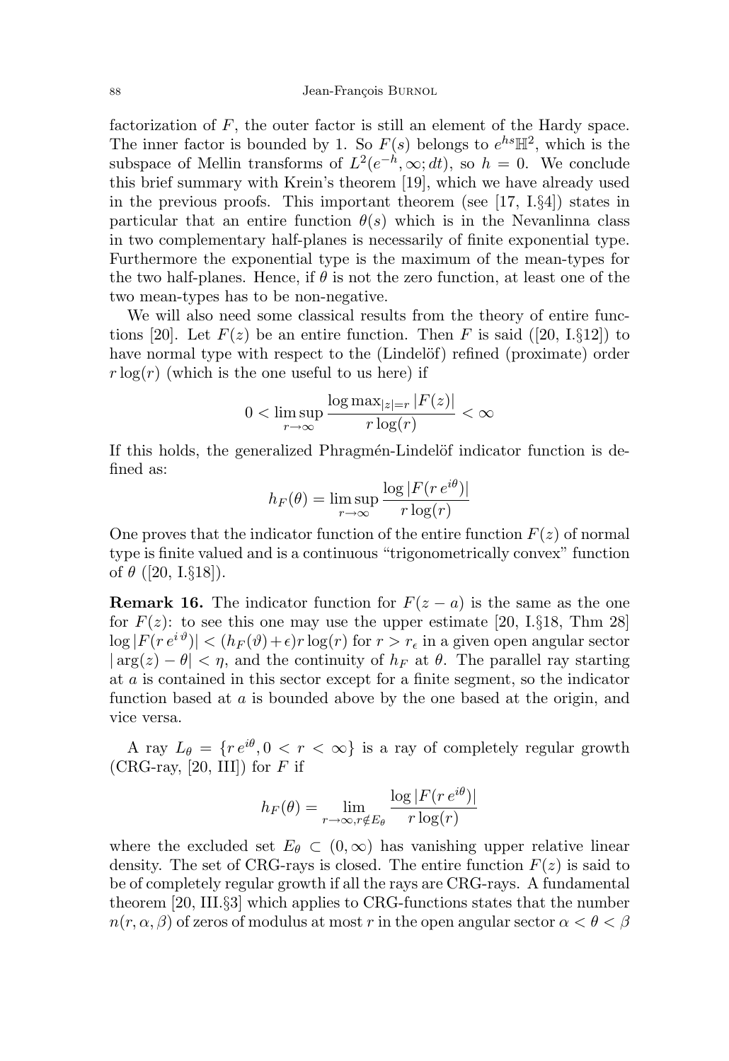factorization of $F$, the outer factor is still an element of the Hardy space. The inner factor is bounded by 1. So $F(s)$ belongs to $e^{hs}\mathbb{H}^2$, which is the subspace of Mellin transforms of $L^2(e^{-h},\infty;dt)$, so $h=0$. We conclude this brief summary with Krein's theorem [19], which we have already used in the previous proofs. This important theorem (see [17, I.§4]) states in particular that an entire function $\theta(s)$ which is in the Nevanlinna class in two complementary half-planes is necessarily of finite exponential type. Furthermore the exponential type is the maximum of the mean-types for the two half-planes. Hence, if $\theta$ is not the zero function, at least one of the two mean-types has to be non-negative.

We will also need some classical results from the theory of entire functions [20]. Let $F(z)$ be an entire function. Then $F$ is said ([20, I.§12]) to have normal type with respect to the (Lindelöf) refined (proximate) order $r\log(r)$ (which is the one useful to us here) if

$$0 < \limsup_{r\to\infty} \frac{\log \max_{|z|=r} |F(z)|}{r\log(r)} < \infty$$

If this holds, the generalized Phragmén-Lindelöf indicator function is defined as:

$$h_F(\theta) = \limsup_{r\to\infty} \frac{\log |F(r\,e^{i\theta})|}{r\log(r)}$$

One proves that the indicator function of the entire function $F(z)$ of normal type is finite valued and is a continuous "trigonometrically convex" function of $\theta$ ([20, I.§18]).

**Remark 16.** The indicator function for $F(z-a)$ is the same as the one for $F(z)$: to see this one may use the upper estimate [20, I.§18, Thm 28] $\log|F(r\,e^{i\vartheta})| < (h_F(\vartheta)+\epsilon)r\log(r)$ for $r > r_\epsilon$ in a given open angular sector $|\arg(z)-\theta| < \eta$, and the continuity of $h_F$ at $\theta$. The parallel ray starting at $a$ is contained in this sector except for a finite segment, so the indicator function based at $a$ is bounded above by the one based at the origin, and vice versa.

A ray $L_\theta = \{r\,e^{i\theta}, 0 < r < \infty\}$ is a ray of completely regular growth (CRG-ray, [20, III]) for $F$ if

$$h_F(\theta) = \lim_{r\to\infty, r\notin E_\theta} \frac{\log |F(r\,e^{i\theta})|}{r\log(r)}$$

where the excluded set $E_\theta \subset (0,\infty)$ has vanishing upper relative linear density. The set of CRG-rays is closed. The entire function $F(z)$ is said to be of completely regular growth if all the rays are CRG-rays. A fundamental theorem [20, III.§3] which applies to CRG-functions states that the number $n(r,\alpha,\beta)$ of zeros of modulus at most $r$ in the open angular sector $\alpha < \theta < \beta$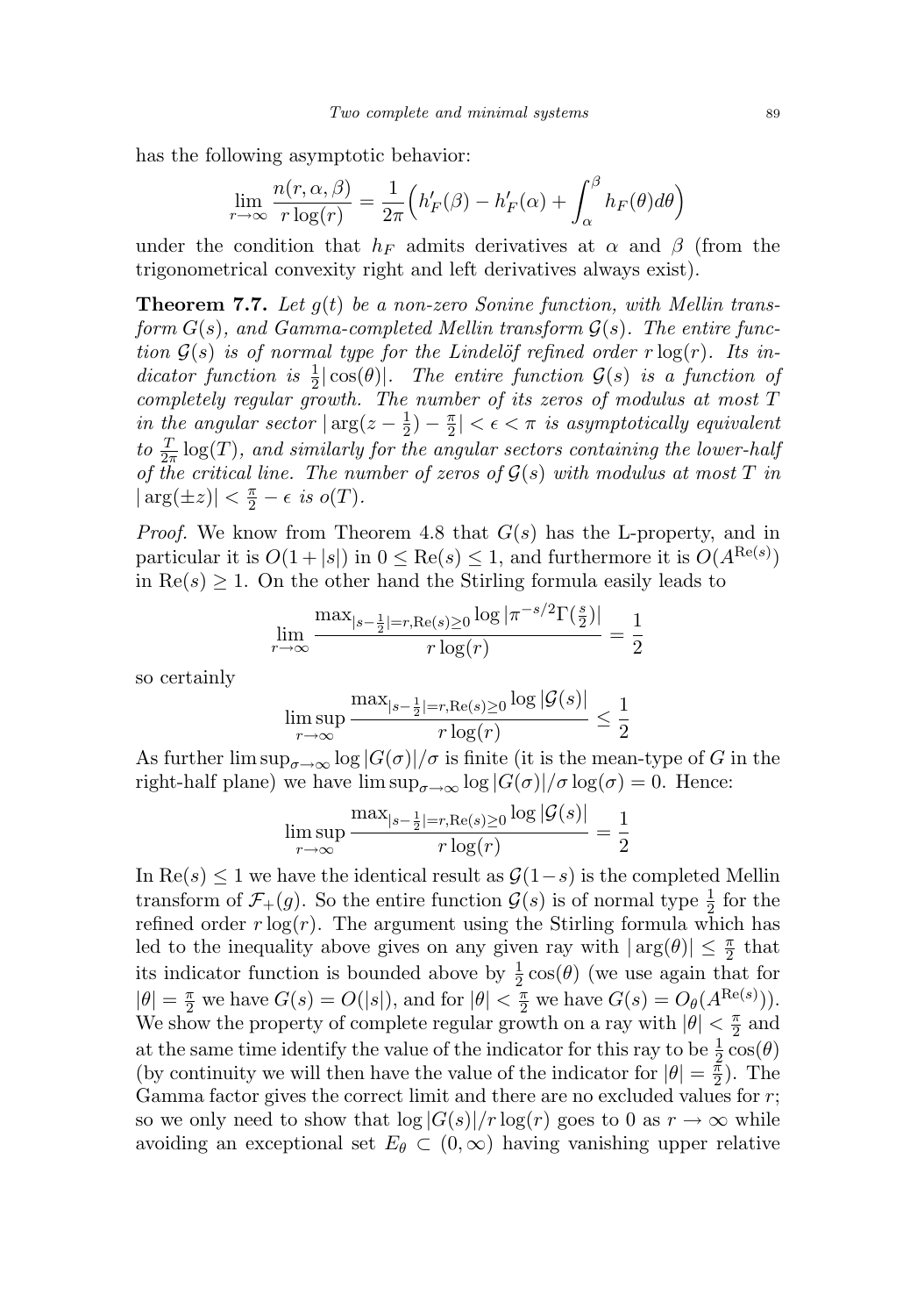has the following asymptotic behavior:

$$\lim_{r\to\infty} \frac{n(r,\alpha,\beta)}{r\log(r)} = \frac{1}{2\pi}\Big(h_F'(\beta) - h_F'(\alpha) + \int_\alpha^\beta h_F(\theta)d\theta\Big)$$

under the condition that $h_F$ admits derivatives at $\alpha$ and $\beta$ (from the trigonometrical convexity right and left derivatives always exist).

**Theorem 7.7.** *Let $g(t)$ be a non-zero Sonine function, with Mellin transform $G(s)$, and Gamma-completed Mellin transform $\mathcal{G}(s)$. The entire function $\mathcal{G}(s)$ is of normal type for the Lindelöf refined order $r\log(r)$. Its indicator function is $\frac{1}{2}|\cos(\theta)|$. The entire function $\mathcal{G}(s)$ is a function of completely regular growth. The number of its zeros of modulus at most $T$ in the angular sector $|\arg(z-\frac{1}{2})-\frac{\pi}{2}|<\epsilon<\pi$ is asymptotically equivalent to $\frac{T}{2\pi}\log(T)$, and similarly for the angular sectors containing the lower-half of the critical line. The number of zeros of $\mathcal{G}(s)$ with modulus at most $T$ in $|\arg(\pm z)|<\frac{\pi}{2}-\epsilon$ is $o(T)$.*

*Proof.* We know from Theorem 4.8 that $G(s)$ has the L-property, and in particular it is $O(1+|s|)$ in $0\leq \mathrm{Re}(s)\leq 1$, and furthermore it is $O(A^{\mathrm{Re}(s)})$ in $\mathrm{Re}(s)\geq 1$. On the other hand the Stirling formula easily leads to

$$\lim_{r\to\infty} \frac{\max_{|s-\frac{1}{2}|=r,\mathrm{Re}(s)\geq 0}\log|\pi^{-s/2}\Gamma(\frac{s}{2})|}{r\log(r)} = \frac{1}{2}$$

so certainly

$$\limsup_{r\to\infty} \frac{\max_{|s-\frac{1}{2}|=r,\mathrm{Re}(s)\geq 0}\log|\mathcal{G}(s)|}{r\log(r)} \leq \frac{1}{2}$$

As further $\limsup_{\sigma\to\infty}\log|G(\sigma)|/\sigma$ is finite (it is the mean-type of $G$ in the right-half plane) we have $\limsup_{\sigma\to\infty}\log|G(\sigma)|/\sigma\log(\sigma)=0$. Hence:

$$\limsup_{r\to\infty} \frac{\max_{|s-\frac{1}{2}|=r,\mathrm{Re}(s)\geq 0}\log|\mathcal{G}(s)|}{r\log(r)} = \frac{1}{2}$$

In $\mathrm{Re}(s)\leq 1$ we have the identical result as $\mathcal{G}(1-s)$ is the completed Mellin transform of $\mathcal{F}_+(g)$. So the entire function $\mathcal{G}(s)$ is of normal type $\frac{1}{2}$ for the refined order $r\log(r)$. The argument using the Stirling formula which has led to the inequality above gives on any given ray with $|\arg(\theta)|\leq\frac{\pi}{2}$ that its indicator function is bounded above by $\frac{1}{2}\cos(\theta)$ (we use again that for $|\theta|=\frac{\pi}{2}$ we have $G(s)=O(|s|)$, and for $|\theta|<\frac{\pi}{2}$ we have $G(s)=O_\theta(A^{\mathrm{Re}(s)})$). We show the property of complete regular growth on a ray with $|\theta|<\frac{\pi}{2}$ and at the same time identify the value of the indicator for this ray to be $\frac{1}{2}\cos(\theta)$ (by continuity we will then have the value of the indicator for $|\theta|=\frac{\pi}{2}$). The Gamma factor gives the correct limit and there are no excluded values for $r$; so we only need to show that $\log|G(s)|/r\log(r)$ goes to 0 as $r\to\infty$ while avoiding an exceptional set $E_\theta\subset(0,\infty)$ having vanishing upper relative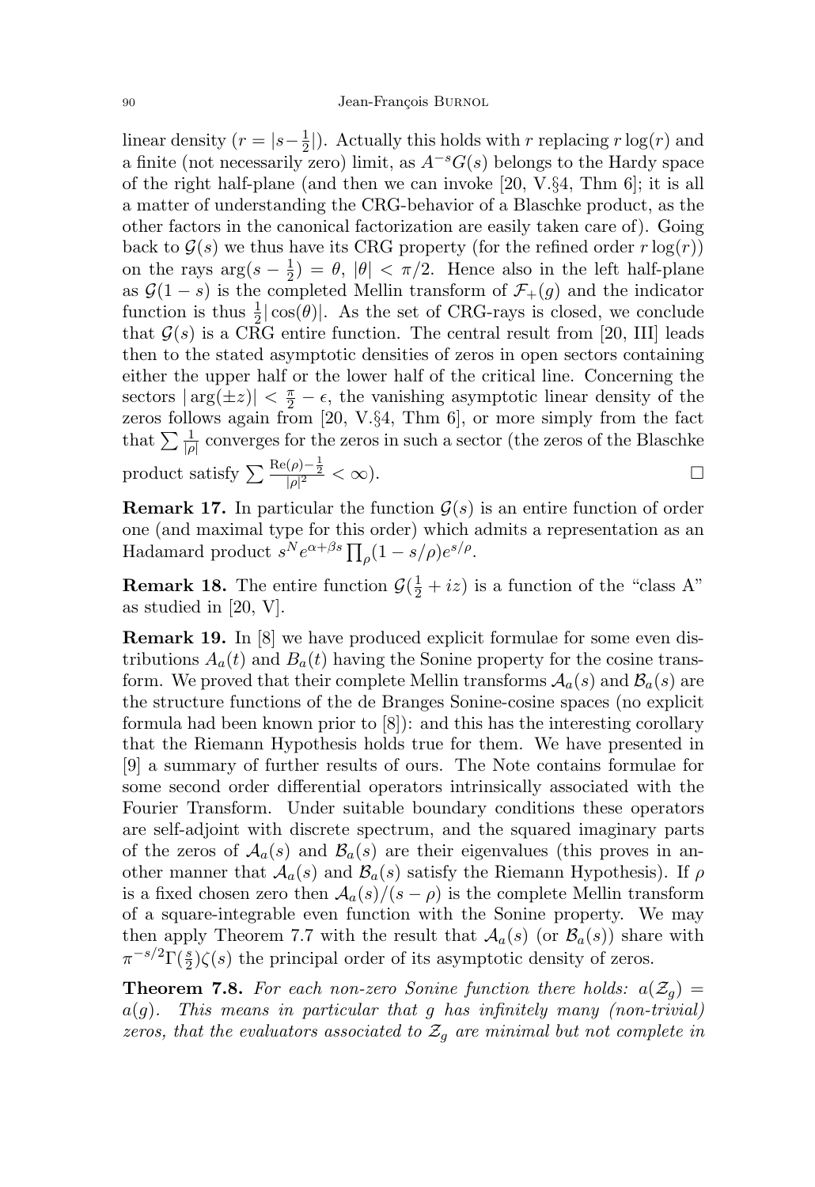linear density ($r = |s-\frac{1}{2}|$). Actually this holds with $r$ replacing $r\log(r)$ and a finite (not necessarily zero) limit, as $A^{-s}G(s)$ belongs to the Hardy space of the right half-plane (and then we can invoke [20, V.§4, Thm 6]; it is all a matter of understanding the CRG-behavior of a Blaschke product, as the other factors in the canonical factorization are easily taken care of). Going back to $\mathcal{G}(s)$ we thus have its CRG property (for the refined order $r\log(r)$) on the rays $\arg(s-\frac{1}{2}) = \theta$, $|\theta| < \pi/2$. Hence also in the left half-plane as $\mathcal{G}(1-s)$ is the completed Mellin transform of $\mathcal{F}_+(g)$ and the indicator function is thus $\frac{1}{2}|\cos(\theta)|$. As the set of CRG-rays is closed, we conclude that $\mathcal{G}(s)$ is a CRG entire function. The central result from [20, III] leads then to the stated asymptotic densities of zeros in open sectors containing either the upper half or the lower half of the critical line. Concerning the sectors $|\arg(\pm z)| < \frac{\pi}{2} - \epsilon$, the vanishing asymptotic linear density of the zeros follows again from [20, V.§4, Thm 6], or more simply from the fact that $\sum \frac{1}{|\rho|}$ converges for the zeros in such a sector (the zeros of the Blaschke product satisfy $\sum \frac{\mathrm{Re}(\rho)-\frac{1}{2}}{|\rho|^2} < \infty$). □

**Remark 17.** In particular the function $\mathcal{G}(s)$ is an entire function of order one (and maximal type for this order) which admits a representation as an Hadamard product $s^N e^{\alpha+\beta s}\prod_\rho (1-s/\rho)e^{s/\rho}$.

**Remark 18.** The entire function $\mathcal{G}(\frac{1}{2}+iz)$ is a function of the "class A" as studied in [20, V].

**Remark 19.** In [8] we have produced explicit formulae for some even distributions $A_a(t)$ and $B_a(t)$ having the Sonine property for the cosine transform. We proved that their complete Mellin transforms $\mathcal{A}_a(s)$ and $\mathcal{B}_a(s)$ are the structure functions of the de Branges Sonine-cosine spaces (no explicit formula had been known prior to [8]): and this has the interesting corollary that the Riemann Hypothesis holds true for them. We have presented in [9] a summary of further results of ours. The Note contains formulae for some second order differential operators intrinsically associated with the Fourier Transform. Under suitable boundary conditions these operators are self-adjoint with discrete spectrum, and the squared imaginary parts of the zeros of $\mathcal{A}_a(s)$ and $\mathcal{B}_a(s)$ are their eigenvalues (this proves in another manner that $\mathcal{A}_a(s)$ and $\mathcal{B}_a(s)$ satisfy the Riemann Hypothesis). If $\rho$ is a fixed chosen zero then $\mathcal{A}_a(s)/(s-\rho)$ is the complete Mellin transform of a square-integrable even function with the Sonine property. We may then apply Theorem 7.7 with the result that $\mathcal{A}_a(s)$ (or $\mathcal{B}_a(s)$) share with $\pi^{-s/2}\Gamma(\frac{s}{2})\zeta(s)$ the principal order of its asymptotic density of zeros.

**Theorem 7.8.** *For each non-zero Sonine function there holds: $a(\mathcal{Z}_g) = a(g)$. This means in particular that $g$ has infinitely many (non-trivial) zeros, that the evaluators associated to $\mathcal{Z}_g$ are minimal but not complete in*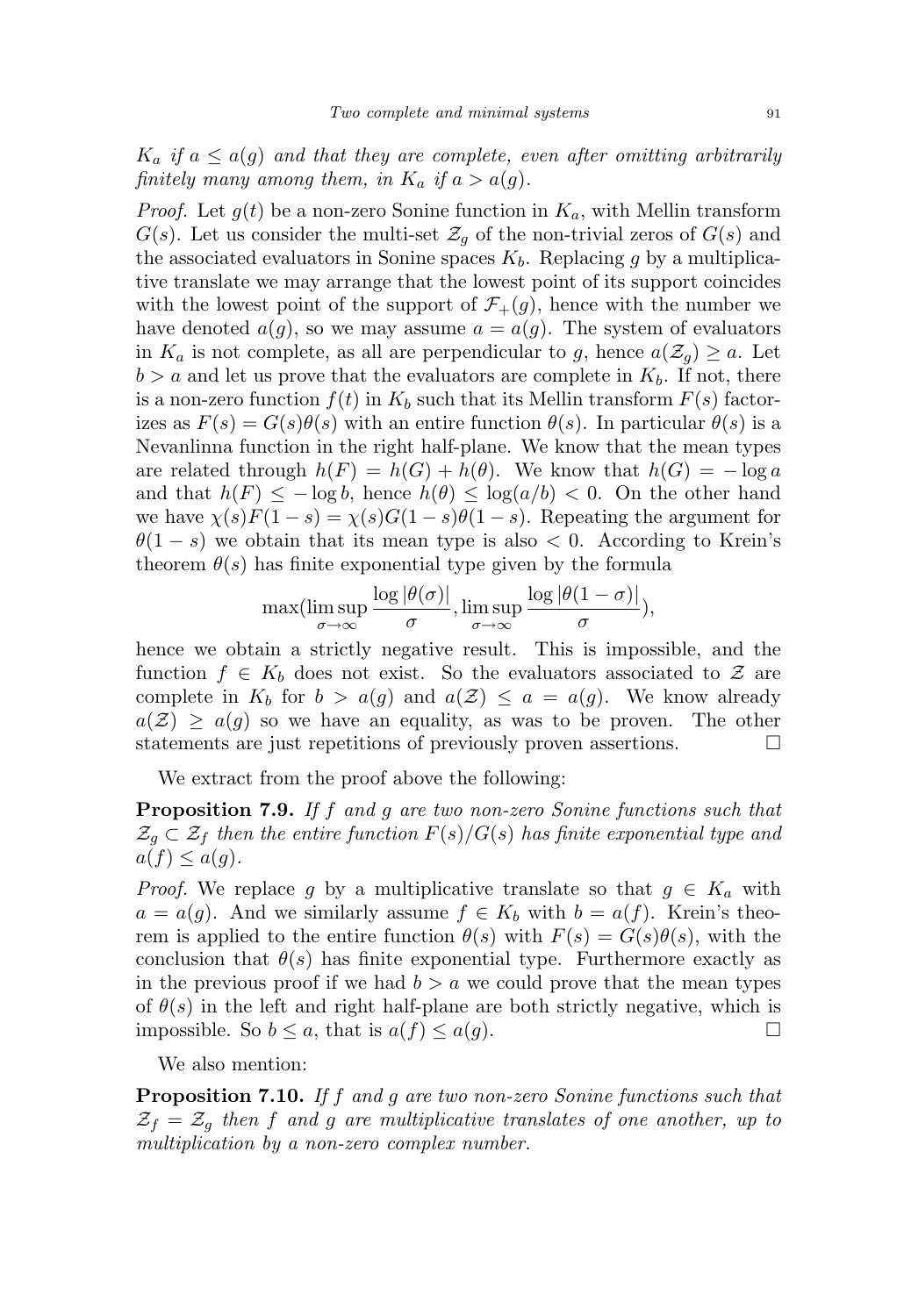*$K_a$ if $a \le a(g)$ and that they are complete, even after omitting arbitrarily finitely many among them, in $K_a$ if $a > a(g)$.*

*Proof.* Let $g(t)$ be a non-zero Sonine function in $K_a$, with Mellin transform $G(s)$. Let us consider the multi-set $\mathcal{Z}_g$ of the non-trivial zeros of $G(s)$ and the associated evaluators in Sonine spaces $K_b$. Replacing $g$ by a multiplicative translate we may arrange that the lowest point of its support coincides with the lowest point of the support of $\mathcal{F}_+(g)$, hence with the number we have denoted $a(g)$, so we may assume $a = a(g)$. The system of evaluators in $K_a$ is not complete, as all are perpendicular to $g$, hence $a(\mathcal{Z}_g) \ge a$. Let $b > a$ and let us prove that the evaluators are complete in $K_b$. If not, there is a non-zero function $f(t)$ in $K_b$ such that its Mellin transform $F(s)$ factorizes as $F(s) = G(s)\theta(s)$ with an entire function $\theta(s)$. In particular $\theta(s)$ is a Nevanlinna function in the right half-plane. We know that the mean types are related through $h(F) = h(G) + h(\theta)$. We know that $h(G) = -\log a$ and that $h(F) \le -\log b$, hence $h(\theta) \le \log(a/b) < 0$. On the other hand we have $\chi(s)F(1-s) = \chi(s)G(1-s)\theta(1-s)$. Repeating the argument for $\theta(1-s)$ we obtain that its mean type is also $< 0$. According to Krein's theorem $\theta(s)$ has finite exponential type given by the formula

$$\max(\limsup_{\sigma\to\infty} \frac{\log|\theta(\sigma)|}{\sigma}, \limsup_{\sigma\to\infty} \frac{\log|\theta(1-\sigma)|}{\sigma}),$$

hence we obtain a strictly negative result. This is impossible, and the function $f \in K_b$ does not exist. So the evaluators associated to $\mathcal{Z}$ are complete in $K_b$ for $b > a(g)$ and $a(\mathcal{Z}) \le a = a(g)$. We know already $a(\mathcal{Z}) \ge a(g)$ so we have an equality, as was to be proven. The other statements are just repetitions of previously proven assertions. □

We extract from the proof above the following:

**Proposition 7.9.** *If $f$ and $g$ are two non-zero Sonine functions such that $\mathcal{Z}_g \subset \mathcal{Z}_f$ then the entire function $F(s)/G(s)$ has finite exponential type and $a(f) \le a(g)$.*

*Proof.* We replace $g$ by a multiplicative translate so that $g \in K_a$ with $a = a(g)$. And we similarly assume $f \in K_b$ with $b = a(f)$. Krein's theorem is applied to the entire function $\theta(s)$ with $F(s) = G(s)\theta(s)$, with the conclusion that $\theta(s)$ has finite exponential type. Furthermore exactly as in the previous proof if we had $b > a$ we could prove that the mean types of $\theta(s)$ in the left and right half-plane are both strictly negative, which is impossible. So $b \le a$, that is $a(f) \le a(g)$. □

We also mention:

**Proposition 7.10.** *If $f$ and $g$ are two non-zero Sonine functions such that $\mathcal{Z}_f = \mathcal{Z}_g$ then $f$ and $g$ are multiplicative translates of one another, up to multiplication by a non-zero complex number.*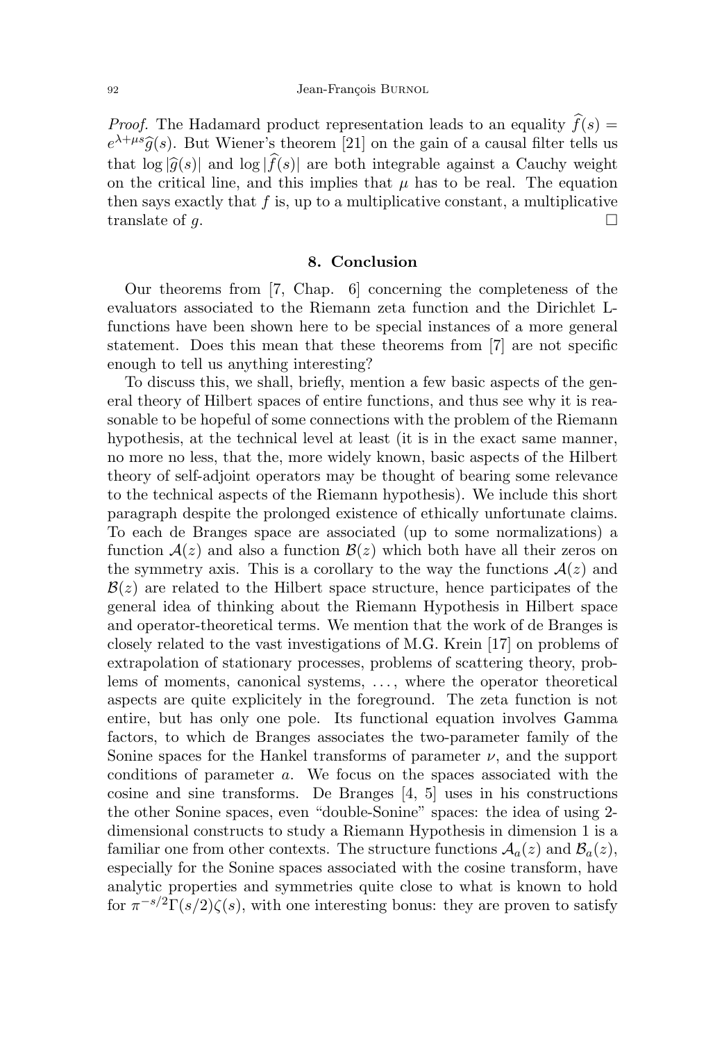*Proof.* The Hadamard product representation leads to an equality $\widehat{f}(s) = e^{\lambda+\mu s}\widehat{g}(s)$. But Wiener's theorem [21] on the gain of a causal filter tells us that $\log|\widehat{g}(s)|$ and $\log|\widehat{f}(s)|$ are both integrable against a Cauchy weight on the critical line, and this implies that $\mu$ has to be real. The equation then says exactly that $f$ is, up to a multiplicative constant, a multiplicative translate of $g$. □

## 8. Conclusion

Our theorems from [7, Chap. 6] concerning the completeness of the evaluators associated to the Riemann zeta function and the Dirichlet L-functions have been shown here to be special instances of a more general statement. Does this mean that these theorems from [7] are not specific enough to tell us anything interesting?

To discuss this, we shall, briefly, mention a few basic aspects of the general theory of Hilbert spaces of entire functions, and thus see why it is reasonable to be hopeful of some connections with the problem of the Riemann hypothesis, at the technical level at least (it is in the exact same manner, no more no less, that the, more widely known, basic aspects of the Hilbert theory of self-adjoint operators may be thought of bearing some relevance to the technical aspects of the Riemann hypothesis). We include this short paragraph despite the prolonged existence of ethically unfortunate claims. To each de Branges space are associated (up to some normalizations) a function $\mathcal{A}(z)$ and also a function $\mathcal{B}(z)$ which both have all their zeros on the symmetry axis. This is a corollary to the way the functions $\mathcal{A}(z)$ and $\mathcal{B}(z)$ are related to the Hilbert space structure, hence participates of the general idea of thinking about the Riemann Hypothesis in Hilbert space and operator-theoretical terms. We mention that the work of de Branges is closely related to the vast investigations of M.G. Krein [17] on problems of extrapolation of stationary processes, problems of scattering theory, problems of moments, canonical systems, ..., where the operator theoretical aspects are quite explicitely in the foreground. The zeta function is not entire, but has only one pole. Its functional equation involves Gamma factors, to which de Branges associates the two-parameter family of the Sonine spaces for the Hankel transforms of parameter $\nu$, and the support conditions of parameter $a$. We focus on the spaces associated with the cosine and sine transforms. De Branges [4, 5] uses in his constructions the other Sonine spaces, even "double-Sonine" spaces: the idea of using 2-dimensional constructs to study a Riemann Hypothesis in dimension 1 is a familiar one from other contexts. The structure functions $\mathcal{A}_a(z)$ and $\mathcal{B}_a(z)$, especially for the Sonine spaces associated with the cosine transform, have analytic properties and symmetries quite close to what is known to hold for $\pi^{-s/2}\Gamma(s/2)\zeta(s)$, with one interesting bonus: they are proven to satisfy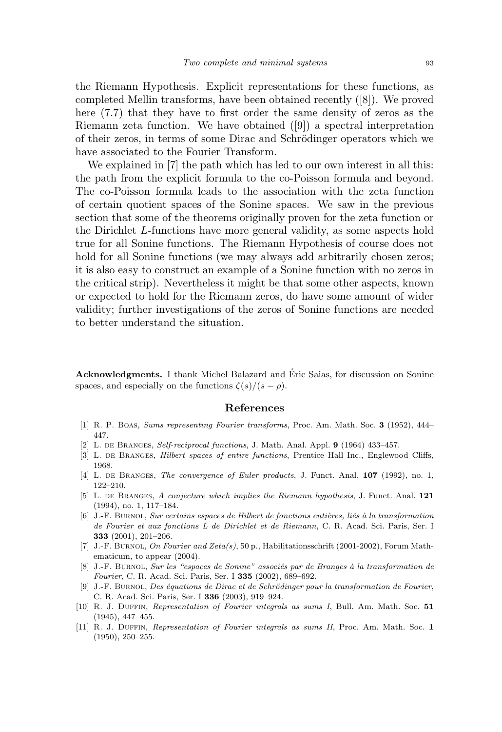the Riemann Hypothesis. Explicit representations for these functions, as completed Mellin transforms, have been obtained recently ([8]). We proved here (7.7) that they have to first order the same density of zeros as the Riemann zeta function. We have obtained ([9]) a spectral interpretation of their zeros, in terms of some Dirac and Schrödinger operators which we have associated to the Fourier Transform.

We explained in [7] the path which has led to our own interest in all this: the path from the explicit formula to the co-Poisson formula and beyond. The co-Poisson formula leads to the association with the zeta function of certain quotient spaces of the Sonine spaces. We saw in the previous section that some of the theorems originally proven for the zeta function or the Dirichlet $L$-functions have more general validity, as some aspects hold true for all Sonine functions. The Riemann Hypothesis of course does not hold for all Sonine functions (we may always add arbitrarily chosen zeros; it is also easy to construct an example of a Sonine function with no zeros in the critical strip). Nevertheless it might be that some other aspects, known or expected to hold for the Riemann zeros, do have some amount of wider validity; further investigations of the zeros of Sonine functions are needed to better understand the situation.

**Acknowledgments.** I thank Michel Balazard and Éric Saias, for discussion on Sonine spaces, and especially on the functions $\zeta(s)/(s-\rho)$.

## References

[1] R. P. Boas, *Sums representing Fourier transforms*, Proc. Am. Math. Soc. **3** (1952), 444–447.

[2] L. de Branges, *Self-reciprocal functions*, J. Math. Anal. Appl. **9** (1964) 433–457.

[3] L. de Branges, *Hilbert spaces of entire functions*, Prentice Hall Inc., Englewood Cliffs, 1968.

[4] L. de Branges, *The convergence of Euler products*, J. Funct. Anal. **107** (1992), no. 1, 122–210.

[5] L. de Branges, *A conjecture which implies the Riemann hypothesis*, J. Funct. Anal. **121** (1994), no. 1, 117–184.

[6] J.-F. Burnol, *Sur certains espaces de Hilbert de fonctions entières, liés à la transformation de Fourier et aux fonctions L de Dirichlet et de Riemann*, C. R. Acad. Sci. Paris, Ser. I **333** (2001), 201–206.

[7] J.-F. Burnol, *On Fourier and Zeta(s)*, 50 p., Habilitationsschrift (2001-2002), Forum Mathematicum, to appear (2004).

[8] J.-F. Burnol, *Sur les "espaces de Sonine" associés par de Branges à la transformation de Fourier*, C. R. Acad. Sci. Paris, Ser. I **335** (2002), 689–692.

[9] J.-F. Burnol, *Des équations de Dirac et de Schrödinger pour la transformation de Fourier*, C. R. Acad. Sci. Paris, Ser. I **336** (2003), 919–924.

[10] R. J. Duffin, *Representation of Fourier integrals as sums I*, Bull. Am. Math. Soc. **51** (1945), 447–455.

[11] R. J. Duffin, *Representation of Fourier integrals as sums II*, Proc. Am. Math. Soc. **1** (1950), 250–255.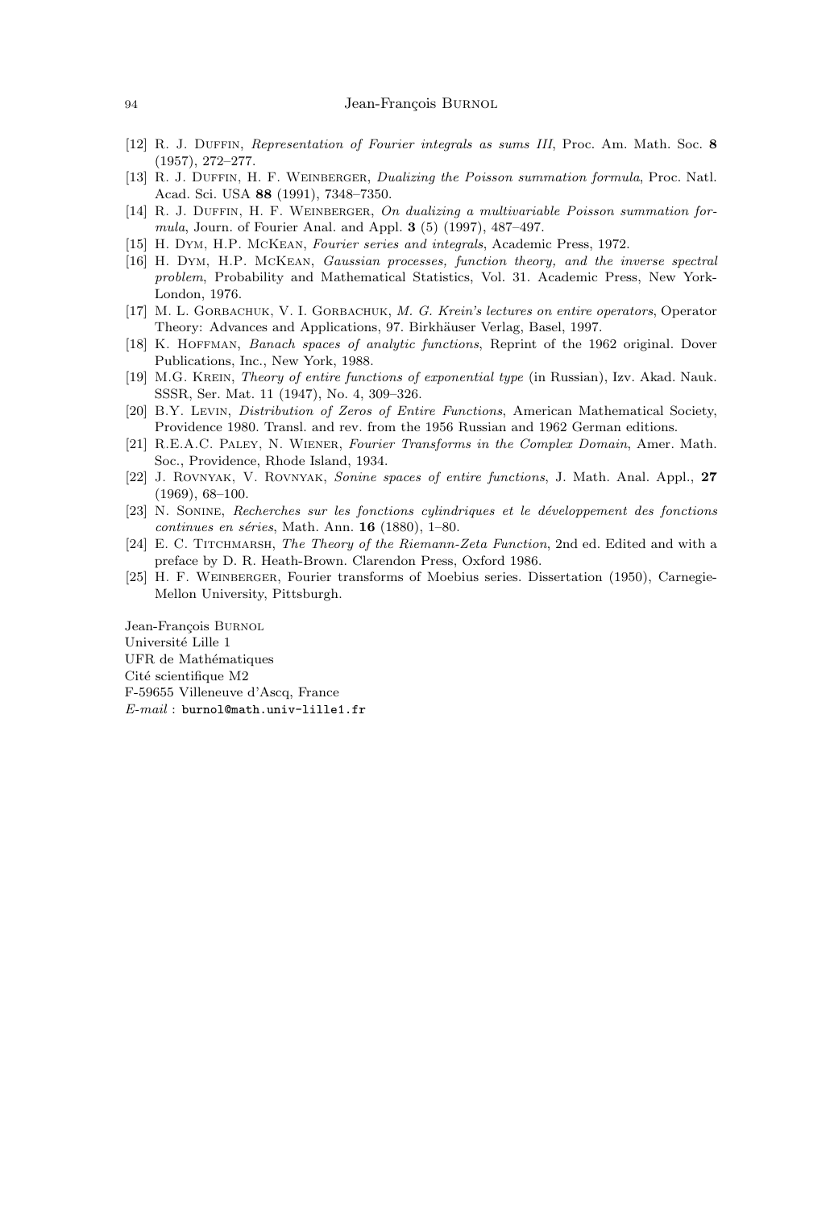[12] R. J. Duffin, *Representation of Fourier integrals as sums III*, Proc. Am. Math. Soc. **8** (1957), 272–277.

[13] R. J. Duffin, H. F. Weinberger, *Dualizing the Poisson summation formula*, Proc. Natl. Acad. Sci. USA **88** (1991), 7348–7350.

[14] R. J. Duffin, H. F. Weinberger, *On dualizing a multivariable Poisson summation formula*, Journ. of Fourier Anal. and Appl. **3** (5) (1997), 487–497.

[15] H. Dym, H.P. McKean, *Fourier series and integrals*, Academic Press, 1972.

[16] H. Dym, H.P. McKean, *Gaussian processes, function theory, and the inverse spectral problem*, Probability and Mathematical Statistics, Vol. 31. Academic Press, New York-London, 1976.

[17] M. L. Gorbachuk, V. I. Gorbachuk, *M. G. Krein's lectures on entire operators*, Operator Theory: Advances and Applications, 97. Birkhäuser Verlag, Basel, 1997.

[18] K. Hoffman, *Banach spaces of analytic functions*, Reprint of the 1962 original. Dover Publications, Inc., New York, 1988.

[19] M.G. Krein, *Theory of entire functions of exponential type* (in Russian), Izv. Akad. Nauk. SSSR, Ser. Mat. 11 (1947), No. 4, 309–326.

[20] B.Y. Levin, *Distribution of Zeros of Entire Functions*, American Mathematical Society, Providence 1980. Transl. and rev. from the 1956 Russian and 1962 German editions.

[21] R.E.A.C. Paley, N. Wiener, *Fourier Transforms in the Complex Domain*, Amer. Math. Soc., Providence, Rhode Island, 1934.

[22] J. Rovnyak, V. Rovnyak, *Sonine spaces of entire functions*, J. Math. Anal. Appl., **27** (1969), 68–100.

[23] N. Sonine, *Recherches sur les fonctions cylindriques et le développement des fonctions continues en séries*, Math. Ann. **16** (1880), 1–80.

[24] E. C. Titchmarsh, *The Theory of the Riemann-Zeta Function*, 2nd ed. Edited and with a preface by D. R. Heath-Brown. Clarendon Press, Oxford 1986.

[25] H. F. Weinberger, Fourier transforms of Moebius series. Dissertation (1950), Carnegie-Mellon University, Pittsburgh.

Jean-François Burnol
Université Lille 1
UFR de Mathématiques
Cité scientifique M2
F-59655 Villeneuve d'Ascq, France
*E-mail* : burnol@math.univ-lille1.fr